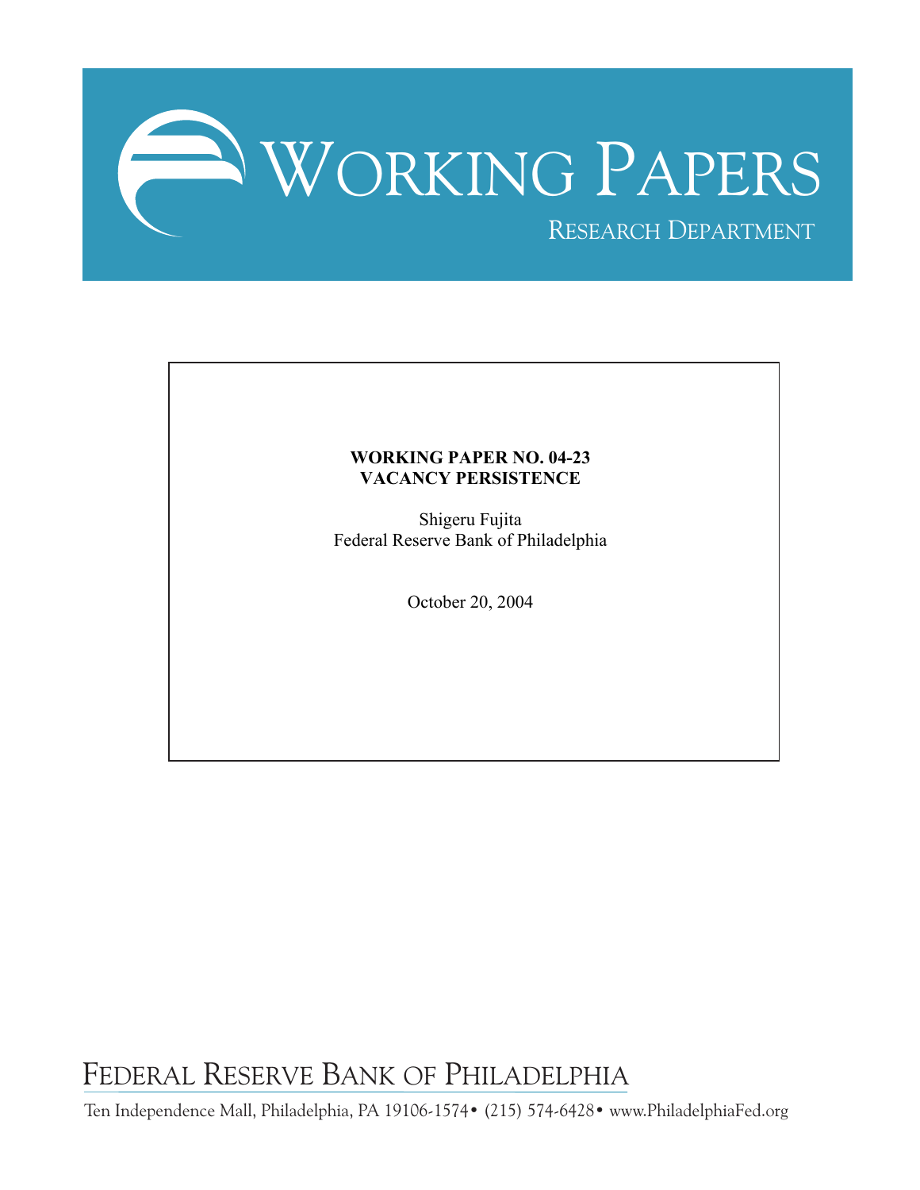# WORKING PAPERS

RESEARCH DEPARTMENT

**WORKING PAPER NO. 04-23**
**VACANCY PERSISTENCE**

Shigeru Fujita
Federal Reserve Bank of Philadelphia

October 20, 2004

FEDERAL RESERVE BANK OF PHILADELPHIA

Ten Independence Mall, Philadelphia, PA 19106-1574• (215) 574-6428• www.PhiladelphiaFed.org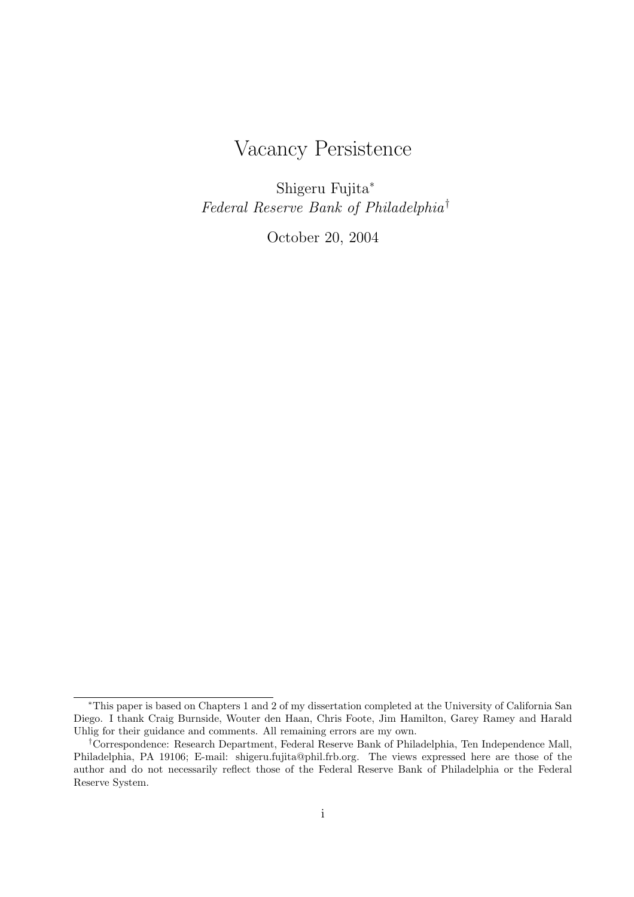# Vacancy Persistence

Shigeru Fujita[*]

*Federal Reserve Bank of Philadelphia*[†]

October 20, 2004

---

[*] This paper is based on Chapters 1 and 2 of my dissertation completed at the University of California San Diego. I thank Craig Burnside, Wouter den Haan, Chris Foote, Jim Hamilton, Garey Ramey and Harald Uhlig for their guidance and comments. All remaining errors are my own.

[†] Correspondence: Research Department, Federal Reserve Bank of Philadelphia, Ten Independence Mall, Philadelphia, PA 19106; E-mail: shigeru.fujita@phil.frb.org. The views expressed here are those of the author and do not necessarily reflect those of the Federal Reserve Bank of Philadelphia or the Federal Reserve System.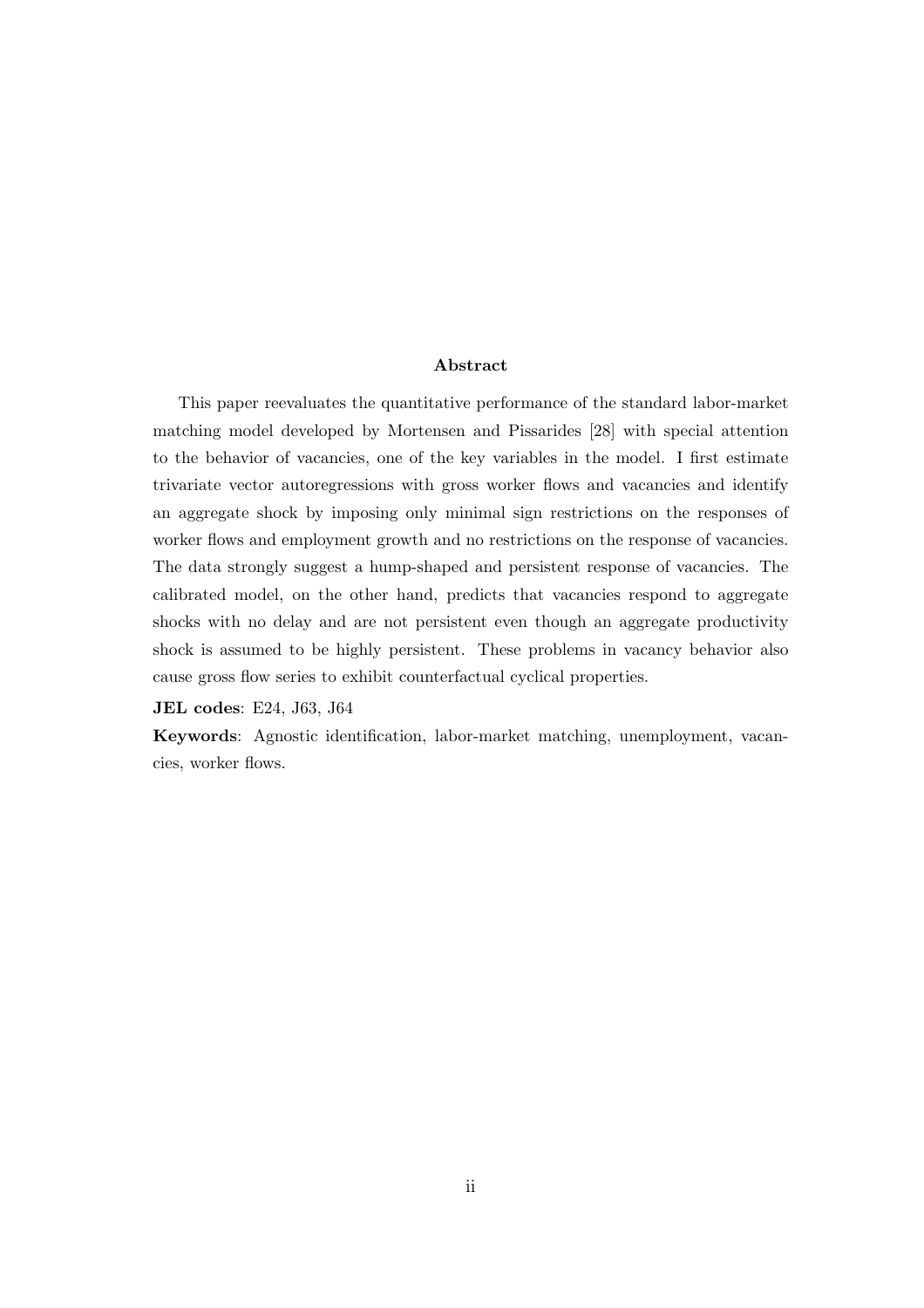## Abstract

This paper reevaluates the quantitative performance of the standard labor-market matching model developed by Mortensen and Pissarides [28] with special attention to the behavior of vacancies, one of the key variables in the model. I first estimate trivariate vector autoregressions with gross worker flows and vacancies and identify an aggregate shock by imposing only minimal sign restrictions on the responses of worker flows and employment growth and no restrictions on the response of vacancies. The data strongly suggest a hump-shaped and persistent response of vacancies. The calibrated model, on the other hand, predicts that vacancies respond to aggregate shocks with no delay and are not persistent even though an aggregate productivity shock is assumed to be highly persistent. These problems in vacancy behavior also cause gross flow series to exhibit counterfactual cyclical properties.

**JEL codes**: E24, J63, J64

**Keywords**: Agnostic identification, labor-market matching, unemployment, vacancies, worker flows.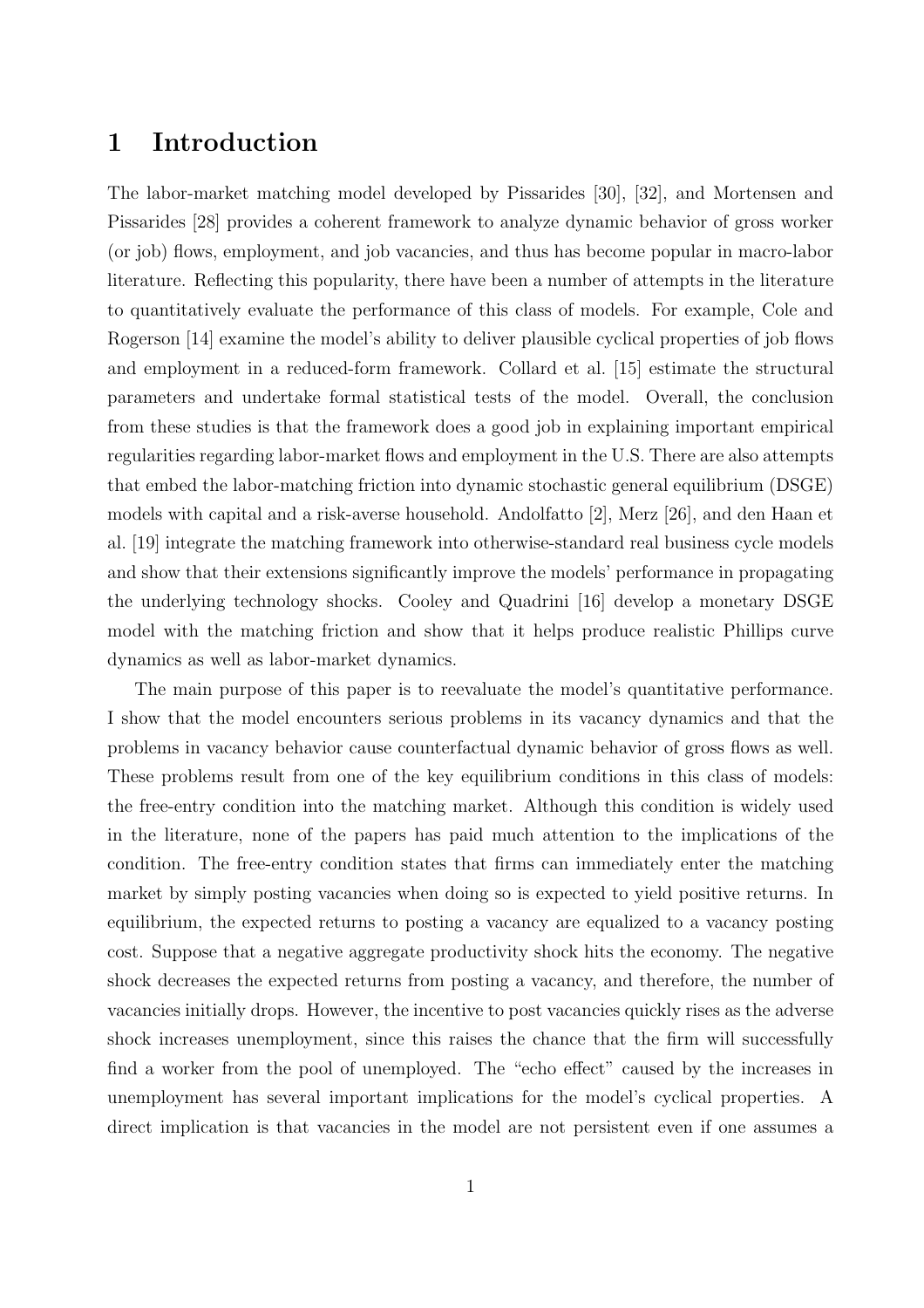# 1 Introduction

The labor-market matching model developed by Pissarides [30], [32], and Mortensen and Pissarides [28] provides a coherent framework to analyze dynamic behavior of gross worker (or job) flows, employment, and job vacancies, and thus has become popular in macro-labor literature. Reflecting this popularity, there have been a number of attempts in the literature to quantitatively evaluate the performance of this class of models. For example, Cole and Rogerson [14] examine the model's ability to deliver plausible cyclical properties of job flows and employment in a reduced-form framework. Collard et al. [15] estimate the structural parameters and undertake formal statistical tests of the model. Overall, the conclusion from these studies is that the framework does a good job in explaining important empirical regularities regarding labor-market flows and employment in the U.S. There are also attempts that embed the labor-matching friction into dynamic stochastic general equilibrium (DSGE) models with capital and a risk-averse household. Andolfatto [2], Merz [26], and den Haan et al. [19] integrate the matching framework into otherwise-standard real business cycle models and show that their extensions significantly improve the models' performance in propagating the underlying technology shocks. Cooley and Quadrini [16] develop a monetary DSGE model with the matching friction and show that it helps produce realistic Phillips curve dynamics as well as labor-market dynamics.

The main purpose of this paper is to reevaluate the model's quantitative performance. I show that the model encounters serious problems in its vacancy dynamics and that the problems in vacancy behavior cause counterfactual dynamic behavior of gross flows as well. These problems result from one of the key equilibrium conditions in this class of models: the free-entry condition into the matching market. Although this condition is widely used in the literature, none of the papers has paid much attention to the implications of the condition. The free-entry condition states that firms can immediately enter the matching market by simply posting vacancies when doing so is expected to yield positive returns. In equilibrium, the expected returns to posting a vacancy are equalized to a vacancy posting cost. Suppose that a negative aggregate productivity shock hits the economy. The negative shock decreases the expected returns from posting a vacancy, and therefore, the number of vacancies initially drops. However, the incentive to post vacancies quickly rises as the adverse shock increases unemployment, since this raises the chance that the firm will successfully find a worker from the pool of unemployed. The "echo effect" caused by the increases in unemployment has several important implications for the model's cyclical properties. A direct implication is that vacancies in the model are not persistent even if one assumes a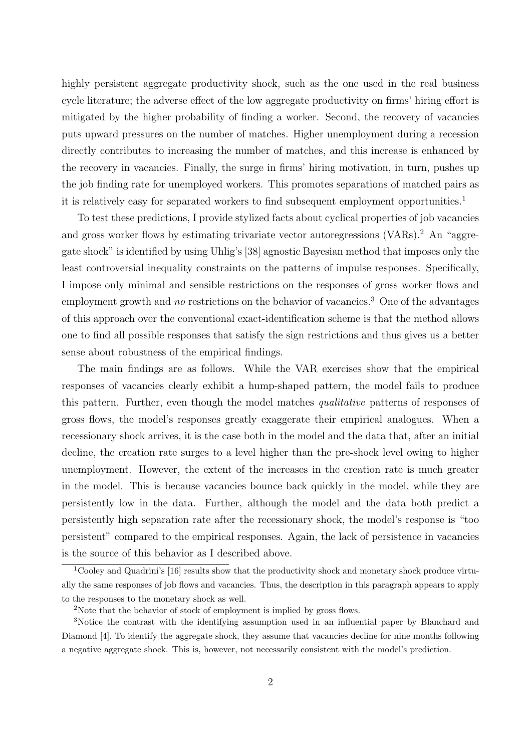highly persistent aggregate productivity shock, such as the one used in the real business cycle literature; the adverse effect of the low aggregate productivity on firms' hiring effort is mitigated by the higher probability of finding a worker. Second, the recovery of vacancies puts upward pressures on the number of matches. Higher unemployment during a recession directly contributes to increasing the number of matches, and this increase is enhanced by the recovery in vacancies. Finally, the surge in firms' hiring motivation, in turn, pushes up the job finding rate for unemployed workers. This promotes separations of matched pairs as it is relatively easy for separated workers to find subsequent employment opportunities.[1]

To test these predictions, I provide stylized facts about cyclical properties of job vacancies and gross worker flows by estimating trivariate vector autoregressions (VARs).[2] An "aggregate shock" is identified by using Uhlig's [38] agnostic Bayesian method that imposes only the least controversial inequality constraints on the patterns of impulse responses. Specifically, I impose only minimal and sensible restrictions on the responses of gross worker flows and employment growth and *no* restrictions on the behavior of vacancies.[3] One of the advantages of this approach over the conventional exact-identification scheme is that the method allows one to find all possible responses that satisfy the sign restrictions and thus gives us a better sense about robustness of the empirical findings.

The main findings are as follows. While the VAR exercises show that the empirical responses of vacancies clearly exhibit a hump-shaped pattern, the model fails to produce this pattern. Further, even though the model matches *qualitative* patterns of responses of gross flows, the model's responses greatly exaggerate their empirical analogues. When a recessionary shock arrives, it is the case both in the model and the data that, after an initial decline, the creation rate surges to a level higher than the pre-shock level owing to higher unemployment. However, the extent of the increases in the creation rate is much greater in the model. This is because vacancies bounce back quickly in the model, while they are persistently low in the data. Further, although the model and the data both predict a persistently high separation rate after the recessionary shock, the model's response is "too persistent" compared to the empirical responses. Again, the lack of persistence in vacancies is the source of this behavior as I described above.

[1] Cooley and Quadrini's [16] results show that the productivity shock and monetary shock produce virtually the same responses of job flows and vacancies. Thus, the description in this paragraph appears to apply to the responses to the monetary shock as well.

[2] Note that the behavior of stock of employment is implied by gross flows.

[3] Notice the contrast with the identifying assumption used in an influential paper by Blanchard and Diamond [4]. To identify the aggregate shock, they assume that vacancies decline for nine months following a negative aggregate shock. This is, however, not necessarily consistent with the model's prediction.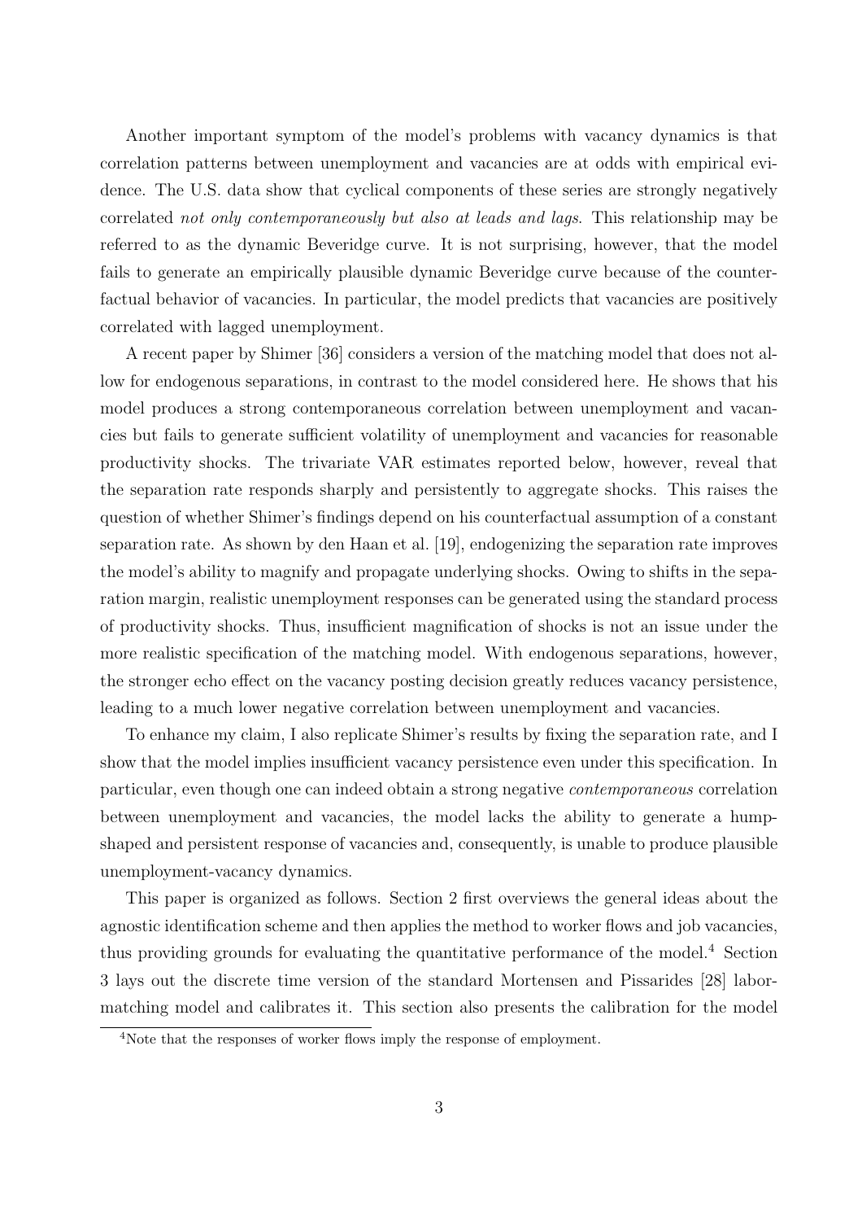Another important symptom of the model's problems with vacancy dynamics is that correlation patterns between unemployment and vacancies are at odds with empirical evidence. The U.S. data show that cyclical components of these series are strongly negatively correlated *not only contemporaneously but also at leads and lags*. This relationship may be referred to as the dynamic Beveridge curve. It is not surprising, however, that the model fails to generate an empirically plausible dynamic Beveridge curve because of the counterfactual behavior of vacancies. In particular, the model predicts that vacancies are positively correlated with lagged unemployment.

A recent paper by Shimer [36] considers a version of the matching model that does not allow for endogenous separations, in contrast to the model considered here. He shows that his model produces a strong contemporaneous correlation between unemployment and vacancies but fails to generate sufficient volatility of unemployment and vacancies for reasonable productivity shocks. The trivariate VAR estimates reported below, however, reveal that the separation rate responds sharply and persistently to aggregate shocks. This raises the question of whether Shimer's findings depend on his counterfactual assumption of a constant separation rate. As shown by den Haan et al. [19], endogenizing the separation rate improves the model's ability to magnify and propagate underlying shocks. Owing to shifts in the separation margin, realistic unemployment responses can be generated using the standard process of productivity shocks. Thus, insufficient magnification of shocks is not an issue under the more realistic specification of the matching model. With endogenous separations, however, the stronger echo effect on the vacancy posting decision greatly reduces vacancy persistence, leading to a much lower negative correlation between unemployment and vacancies.

To enhance my claim, I also replicate Shimer's results by fixing the separation rate, and I show that the model implies insufficient vacancy persistence even under this specification. In particular, even though one can indeed obtain a strong negative *contemporaneous* correlation between unemployment and vacancies, the model lacks the ability to generate a hump-shaped and persistent response of vacancies and, consequently, is unable to produce plausible unemployment-vacancy dynamics.

This paper is organized as follows. Section 2 first overviews the general ideas about the agnostic identification scheme and then applies the method to worker flows and job vacancies, thus providing grounds for evaluating the quantitative performance of the model.[4] Section 3 lays out the discrete time version of the standard Mortensen and Pissarides [28] labor-matching model and calibrates it. This section also presents the calibration for the model

[4] Note that the responses of worker flows imply the response of employment.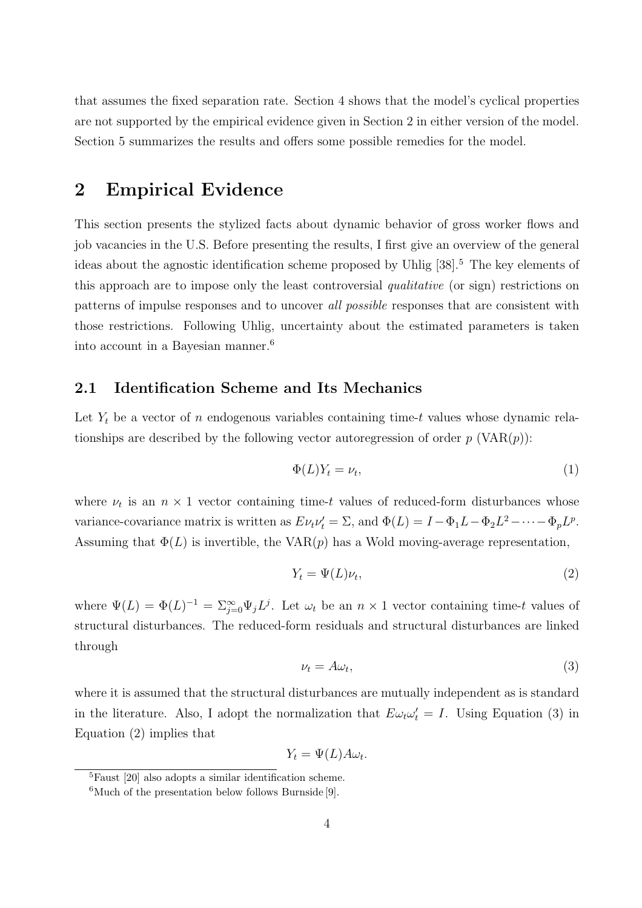that assumes the fixed separation rate. Section 4 shows that the model's cyclical properties are not supported by the empirical evidence given in Section 2 in either version of the model. Section 5 summarizes the results and offers some possible remedies for the model.

# 2 Empirical Evidence

This section presents the stylized facts about dynamic behavior of gross worker flows and job vacancies in the U.S. Before presenting the results, I first give an overview of the general ideas about the agnostic identification scheme proposed by Uhlig [38].[5] The key elements of this approach are to impose only the least controversial *qualitative* (or sign) restrictions on patterns of impulse responses and to uncover *all possible* responses that are consistent with those restrictions. Following Uhlig, uncertainty about the estimated parameters is taken into account in a Bayesian manner.[6]

## 2.1 Identification Scheme and Its Mechanics

Let $Y_t$ be a vector of $n$ endogenous variables containing time-$t$ values whose dynamic relationships are described by the following vector autoregression of order $p$ (VAR($p$)):

$$\Phi(L)Y_t = \nu_t, \tag{1}$$

where $\nu_t$ is an $n \times 1$ vector containing time-$t$ values of reduced-form disturbances whose variance-covariance matrix is written as $E\nu_t\nu_t' = \Sigma$, and $\Phi(L) = I - \Phi_1 L - \Phi_2 L^2 - \cdots - \Phi_p L^p$. Assuming that $\Phi(L)$ is invertible, the VAR($p$) has a Wold moving-average representation,

$$Y_t = \Psi(L)\nu_t, \tag{2}$$

where $\Psi(L) = \Phi(L)^{-1} = \Sigma_{j=0}^{\infty}\Psi_j L^j$. Let $\omega_t$ be an $n \times 1$ vector containing time-$t$ values of structural disturbances. The reduced-form residuals and structural disturbances are linked through

$$\nu_t = A\omega_t, \tag{3}$$

where it is assumed that the structural disturbances are mutually independent as is standard in the literature. Also, I adopt the normalization that $E\omega_t\omega_t' = I$. Using Equation (3) in Equation (2) implies that

$$Y_t = \Psi(L)A\omega_t.$$

[5] Faust [20] also adopts a similar identification scheme.

[6] Much of the presentation below follows Burnside [9].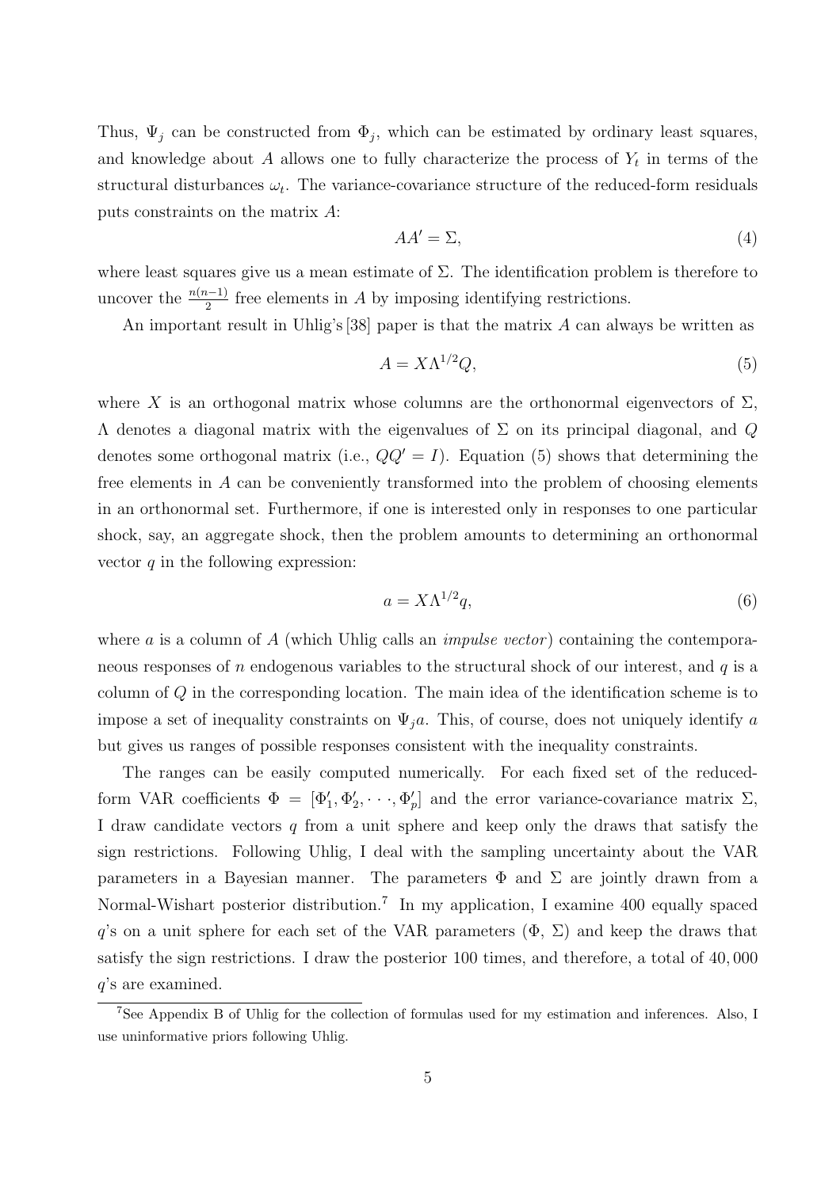Thus, $\Psi_j$ can be constructed from $\Phi_j$, which can be estimated by ordinary least squares, and knowledge about $A$ allows one to fully characterize the process of $Y_t$ in terms of the structural disturbances $\omega_t$. The variance-covariance structure of the reduced-form residuals puts constraints on the matrix $A$:

$$AA' = \Sigma, \tag{4}$$

where least squares give us a mean estimate of $\Sigma$. The identification problem is therefore to uncover the $\frac{n(n-1)}{2}$ free elements in $A$ by imposing identifying restrictions.

An important result in Uhlig's [38] paper is that the matrix $A$ can always be written as

$$A = X\Lambda^{1/2}Q, \tag{5}$$

where $X$ is an orthogonal matrix whose columns are the orthonormal eigenvectors of $\Sigma$, $\Lambda$ denotes a diagonal matrix with the eigenvalues of $\Sigma$ on its principal diagonal, and $Q$ denotes some orthogonal matrix (i.e., $QQ' = I$). Equation (5) shows that determining the free elements in $A$ can be conveniently transformed into the problem of choosing elements in an orthonormal set. Furthermore, if one is interested only in responses to one particular shock, say, an aggregate shock, then the problem amounts to determining an orthonormal vector $q$ in the following expression:

$$a = X\Lambda^{1/2}q, \tag{6}$$

where $a$ is a column of $A$ (which Uhlig calls an *impulse vector*) containing the contemporaneous responses of $n$ endogenous variables to the structural shock of our interest, and $q$ is a column of $Q$ in the corresponding location. The main idea of the identification scheme is to impose a set of inequality constraints on $\Psi_j a$. This, of course, does not uniquely identify $a$ but gives us ranges of possible responses consistent with the inequality constraints.

The ranges can be easily computed numerically. For each fixed set of the reduced-form VAR coefficients $\Phi = [\Phi_1', \Phi_2', \cdots, \Phi_p']$ and the error variance-covariance matrix $\Sigma$, I draw candidate vectors $q$ from a unit sphere and keep only the draws that satisfy the sign restrictions. Following Uhlig, I deal with the sampling uncertainty about the VAR parameters in a Bayesian manner. The parameters $\Phi$ and $\Sigma$ are jointly drawn from a Normal-Wishart posterior distribution.[7] In my application, I examine 400 equally spaced $q$'s on a unit sphere for each set of the VAR parameters ($\Phi$, $\Sigma$) and keep the draws that satisfy the sign restrictions. I draw the posterior 100 times, and therefore, a total of 40,000 $q$'s are examined.

[7] See Appendix B of Uhlig for the collection of formulas used for my estimation and inferences. Also, I use uninformative priors following Uhlig.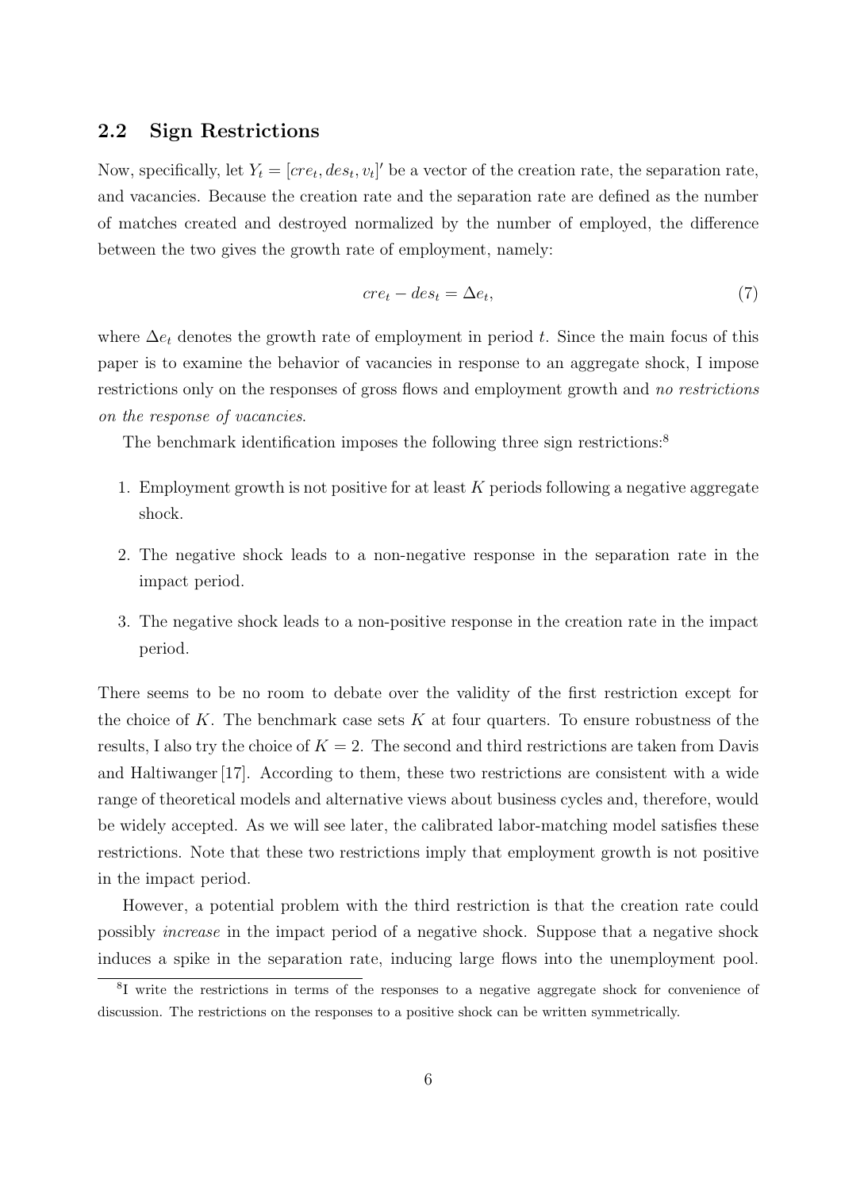## 2.2 Sign Restrictions

Now, specifically, let $Y_t = [cre_t, des_t, v_t]'$ be a vector of the creation rate, the separation rate, and vacancies. Because the creation rate and the separation rate are defined as the number of matches created and destroyed normalized by the number of employed, the difference between the two gives the growth rate of employment, namely:

$$cre_t - des_t = \Delta e_t, \tag{7}$$

where $\Delta e_t$ denotes the growth rate of employment in period $t$. Since the main focus of this paper is to examine the behavior of vacancies in response to an aggregate shock, I impose restrictions only on the responses of gross flows and employment growth and *no restrictions on the response of vacancies*.

The benchmark identification imposes the following three sign restrictions:[8]

1. Employment growth is not positive for at least $K$ periods following a negative aggregate shock.
2. The negative shock leads to a non-negative response in the separation rate in the impact period.
3. The negative shock leads to a non-positive response in the creation rate in the impact period.

There seems to be no room to debate over the validity of the first restriction except for the choice of $K$. The benchmark case sets $K$ at four quarters. To ensure robustness of the results, I also try the choice of $K = 2$. The second and third restrictions are taken from Davis and Haltiwanger [17]. According to them, these two restrictions are consistent with a wide range of theoretical models and alternative views about business cycles and, therefore, would be widely accepted. As we will see later, the calibrated labor-matching model satisfies these restrictions. Note that these two restrictions imply that employment growth is not positive in the impact period.

However, a potential problem with the third restriction is that the creation rate could possibly *increase* in the impact period of a negative shock. Suppose that a negative shock induces a spike in the separation rate, inducing large flows into the unemployment pool.

[8] I write the restrictions in terms of the responses to a negative aggregate shock for convenience of discussion. The restrictions on the responses to a positive shock can be written symmetrically.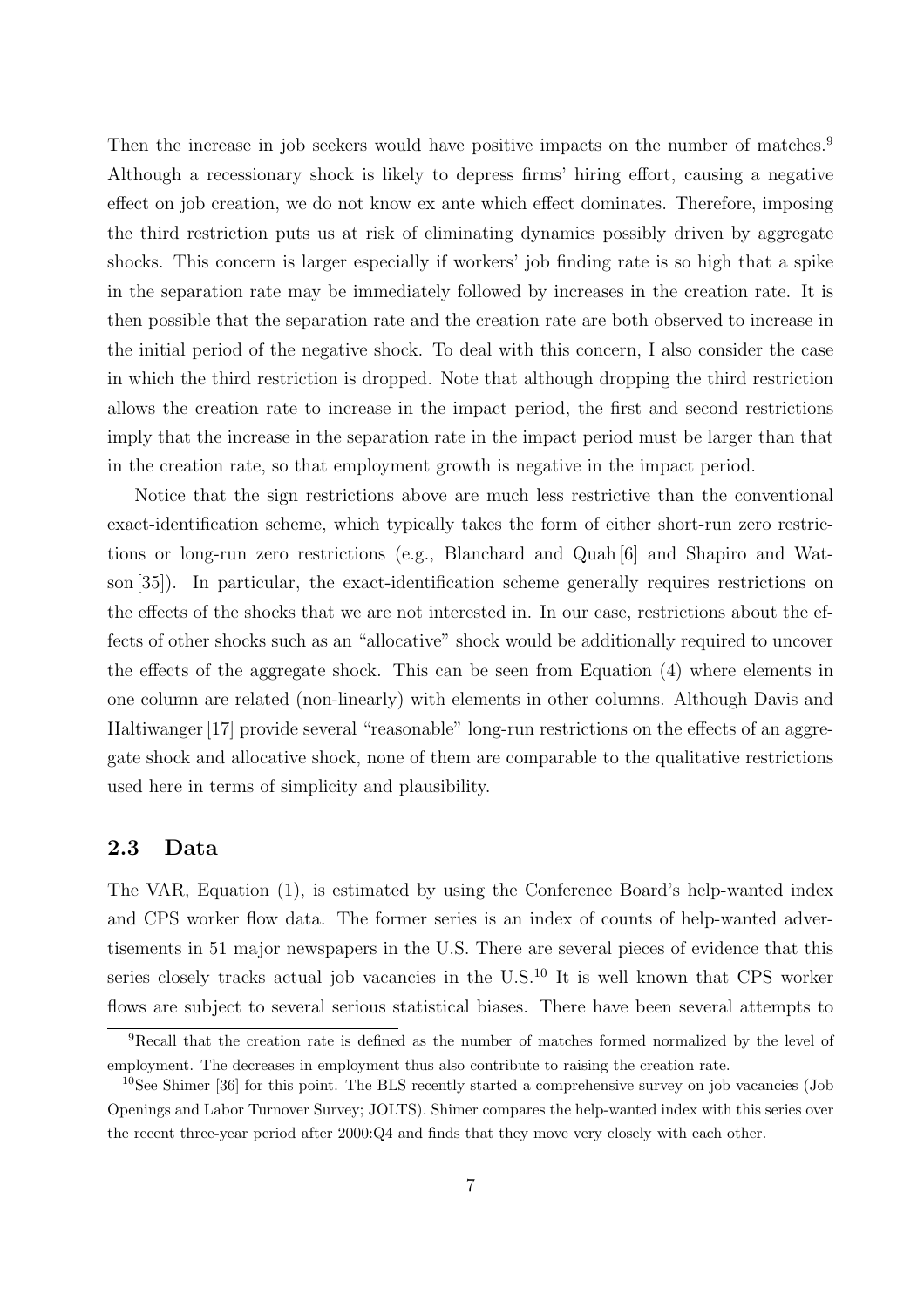Then the increase in job seekers would have positive impacts on the number of matches.[9] Although a recessionary shock is likely to depress firms' hiring effort, causing a negative effect on job creation, we do not know ex ante which effect dominates. Therefore, imposing the third restriction puts us at risk of eliminating dynamics possibly driven by aggregate shocks. This concern is larger especially if workers' job finding rate is so high that a spike in the separation rate may be immediately followed by increases in the creation rate. It is then possible that the separation rate and the creation rate are both observed to increase in the initial period of the negative shock. To deal with this concern, I also consider the case in which the third restriction is dropped. Note that although dropping the third restriction allows the creation rate to increase in the impact period, the first and second restrictions imply that the increase in the separation rate in the impact period must be larger than that in the creation rate, so that employment growth is negative in the impact period.

Notice that the sign restrictions above are much less restrictive than the conventional exact-identification scheme, which typically takes the form of either short-run zero restrictions or long-run zero restrictions (e.g., Blanchard and Quah [6] and Shapiro and Watson [35]). In particular, the exact-identification scheme generally requires restrictions on the effects of the shocks that we are not interested in. In our case, restrictions about the effects of other shocks such as an "allocative" shock would be additionally required to uncover the effects of the aggregate shock. This can be seen from Equation (4) where elements in one column are related (non-linearly) with elements in other columns. Although Davis and Haltiwanger [17] provide several "reasonable" long-run restrictions on the effects of an aggregate shock and allocative shock, none of them are comparable to the qualitative restrictions used here in terms of simplicity and plausibility.

### 2.3 Data

The VAR, Equation (1), is estimated by using the Conference Board's help-wanted index and CPS worker flow data. The former series is an index of counts of help-wanted advertisements in 51 major newspapers in the U.S. There are several pieces of evidence that this series closely tracks actual job vacancies in the U.S.[10] It is well known that CPS worker flows are subject to several serious statistical biases. There have been several attempts to

[9] Recall that the creation rate is defined as the number of matches formed normalized by the level of employment. The decreases in employment thus also contribute to raising the creation rate.

[10] See Shimer [36] for this point. The BLS recently started a comprehensive survey on job vacancies (Job Openings and Labor Turnover Survey; JOLTS). Shimer compares the help-wanted index with this series over the recent three-year period after 2000:Q4 and finds that they move very closely with each other.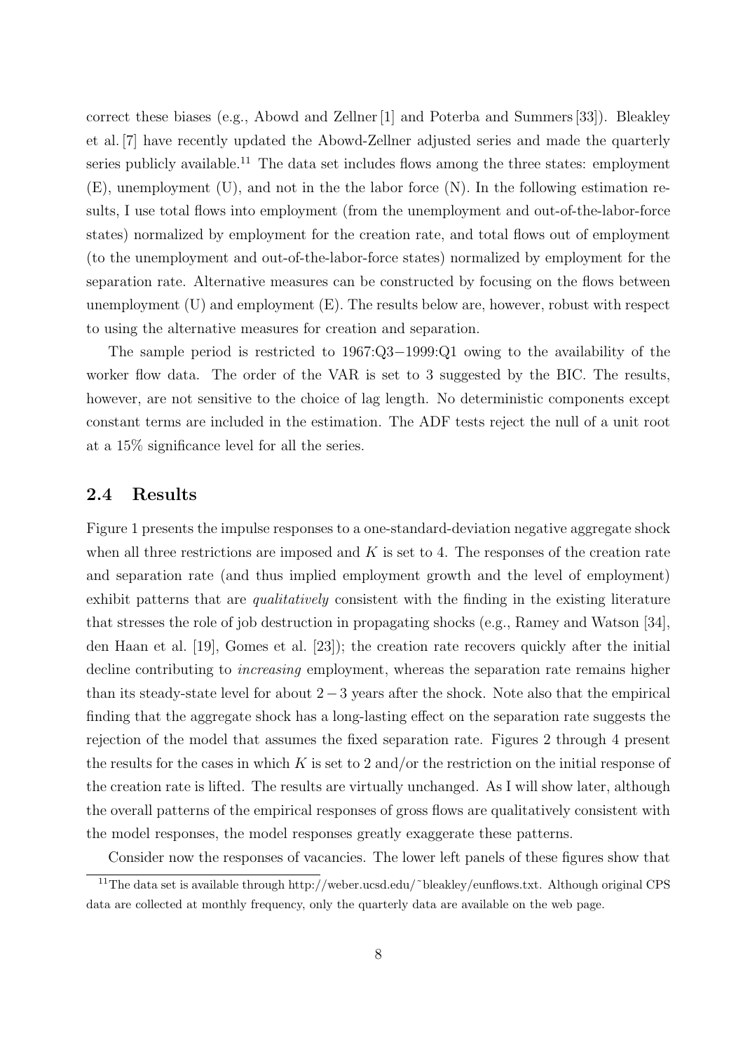correct these biases (e.g., Abowd and Zellner [1] and Poterba and Summers [33]). Bleakley et al. [7] have recently updated the Abowd-Zellner adjusted series and made the quarterly series publicly available.[11] The data set includes flows among the three states: employment (E), unemployment (U), and not in the the labor force (N). In the following estimation results, I use total flows into employment (from the unemployment and out-of-the-labor-force states) normalized by employment for the creation rate, and total flows out of employment (to the unemployment and out-of-the-labor-force states) normalized by employment for the separation rate. Alternative measures can be constructed by focusing on the flows between unemployment (U) and employment (E). The results below are, however, robust with respect to using the alternative measures for creation and separation.

The sample period is restricted to 1967:Q3−1999:Q1 owing to the availability of the worker flow data. The order of the VAR is set to 3 suggested by the BIC. The results, however, are not sensitive to the choice of lag length. No deterministic components except constant terms are included in the estimation. The ADF tests reject the null of a unit root at a 15% significance level for all the series.

### 2.4 Results

Figure 1 presents the impulse responses to a one-standard-deviation negative aggregate shock when all three restrictions are imposed and $K$ is set to 4. The responses of the creation rate and separation rate (and thus implied employment growth and the level of employment) exhibit patterns that are *qualitatively* consistent with the finding in the existing literature that stresses the role of job destruction in propagating shocks (e.g., Ramey and Watson [34], den Haan et al. [19], Gomes et al. [23]); the creation rate recovers quickly after the initial decline contributing to *increasing* employment, whereas the separation rate remains higher than its steady-state level for about $2-3$ years after the shock. Note also that the empirical finding that the aggregate shock has a long-lasting effect on the separation rate suggests the rejection of the model that assumes the fixed separation rate. Figures 2 through 4 present the results for the cases in which $K$ is set to 2 and/or the restriction on the initial response of the creation rate is lifted. The results are virtually unchanged. As I will show later, although the overall patterns of the empirical responses of gross flows are qualitatively consistent with the model responses, the model responses greatly exaggerate these patterns.

Consider now the responses of vacancies. The lower left panels of these figures show that

[11] The data set is available through http://weber.ucsd.edu/˜bleakley/eunflows.txt. Although original CPS data are collected at monthly frequency, only the quarterly data are available on the web page.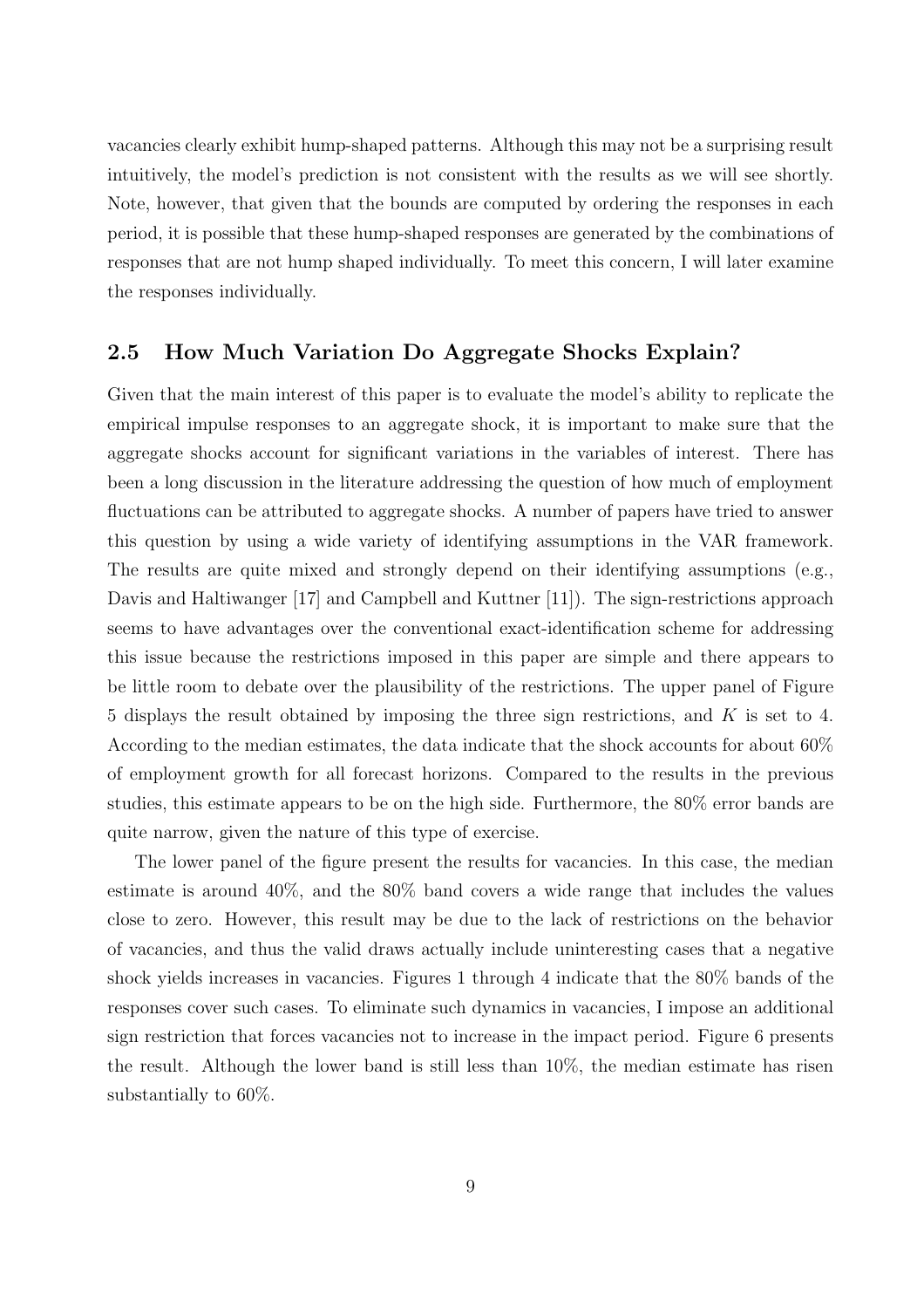vacancies clearly exhibit hump-shaped patterns. Although this may not be a surprising result intuitively, the model's prediction is not consistent with the results as we will see shortly. Note, however, that given that the bounds are computed by ordering the responses in each period, it is possible that these hump-shaped responses are generated by the combinations of responses that are not hump shaped individually. To meet this concern, I will later examine the responses individually.

## 2.5 How Much Variation Do Aggregate Shocks Explain?

Given that the main interest of this paper is to evaluate the model's ability to replicate the empirical impulse responses to an aggregate shock, it is important to make sure that the aggregate shocks account for significant variations in the variables of interest. There has been a long discussion in the literature addressing the question of how much of employment fluctuations can be attributed to aggregate shocks. A number of papers have tried to answer this question by using a wide variety of identifying assumptions in the VAR framework. The results are quite mixed and strongly depend on their identifying assumptions (e.g., Davis and Haltiwanger [17] and Campbell and Kuttner [11]). The sign-restrictions approach seems to have advantages over the conventional exact-identification scheme for addressing this issue because the restrictions imposed in this paper are simple and there appears to be little room to debate over the plausibility of the restrictions. The upper panel of Figure 5 displays the result obtained by imposing the three sign restrictions, and $K$ is set to 4. According to the median estimates, the data indicate that the shock accounts for about 60% of employment growth for all forecast horizons. Compared to the results in the previous studies, this estimate appears to be on the high side. Furthermore, the 80% error bands are quite narrow, given the nature of this type of exercise.

The lower panel of the figure present the results for vacancies. In this case, the median estimate is around 40%, and the 80% band covers a wide range that includes the values close to zero. However, this result may be due to the lack of restrictions on the behavior of vacancies, and thus the valid draws actually include uninteresting cases that a negative shock yields increases in vacancies. Figures 1 through 4 indicate that the 80% bands of the responses cover such cases. To eliminate such dynamics in vacancies, I impose an additional sign restriction that forces vacancies not to increase in the impact period. Figure 6 presents the result. Although the lower band is still less than 10%, the median estimate has risen substantially to 60%.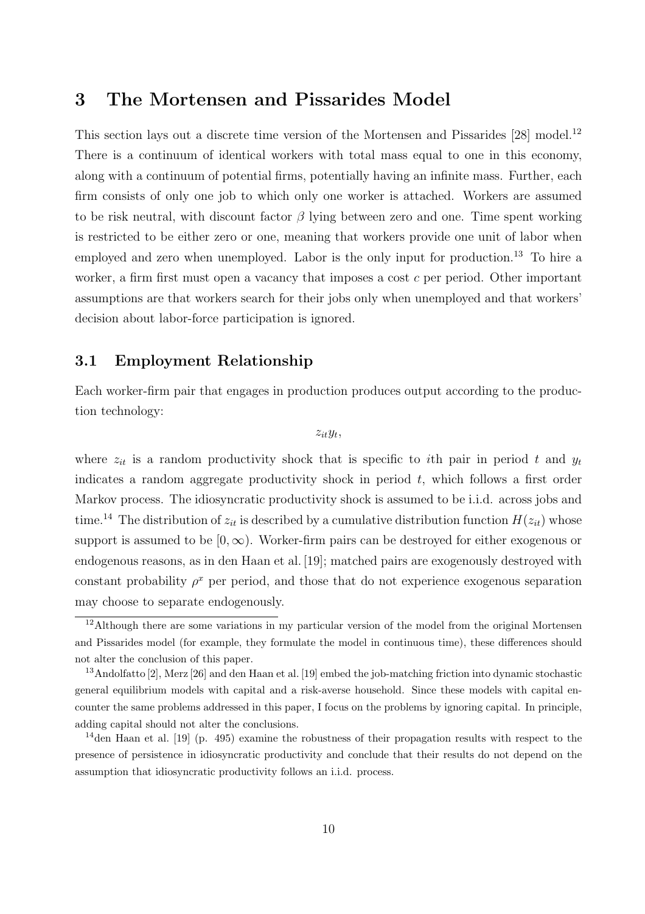## 3 The Mortensen and Pissarides Model

This section lays out a discrete time version of the Mortensen and Pissarides [28] model.[12] There is a continuum of identical workers with total mass equal to one in this economy, along with a continuum of potential firms, potentially having an infinite mass. Further, each firm consists of only one job to which only one worker is attached. Workers are assumed to be risk neutral, with discount factor $\beta$ lying between zero and one. Time spent working is restricted to be either zero or one, meaning that workers provide one unit of labor when employed and zero when unemployed. Labor is the only input for production.[13] To hire a worker, a firm first must open a vacancy that imposes a cost $c$ per period. Other important assumptions are that workers search for their jobs only when unemployed and that workers' decision about labor-force participation is ignored.

### 3.1 Employment Relationship

Each worker-firm pair that engages in production produces output according to the production technology:

$$z_{it}y_t,$$

where $z_{it}$ is a random productivity shock that is specific to $i$th pair in period $t$ and $y_t$ indicates a random aggregate productivity shock in period $t$, which follows a first order Markov process. The idiosyncratic productivity shock is assumed to be i.i.d. across jobs and time.[14] The distribution of $z_{it}$ is described by a cumulative distribution function $H(z_{it})$ whose support is assumed to be $[0, \infty)$. Worker-firm pairs can be destroyed for either exogenous or endogenous reasons, as in den Haan et al. [19]; matched pairs are exogenously destroyed with constant probability $\rho^x$ per period, and those that do not experience exogenous separation may choose to separate endogenously.

[12] Although there are some variations in my particular version of the model from the original Mortensen and Pissarides model (for example, they formulate the model in continuous time), these differences should not alter the conclusion of this paper.

[13] Andolfatto [2], Merz [26] and den Haan et al. [19] embed the job-matching friction into dynamic stochastic general equilibrium models with capital and a risk-averse household. Since these models with capital encounter the same problems addressed in this paper, I focus on the problems by ignoring capital. In principle, adding capital should not alter the conclusions.

[14] den Haan et al. [19] (p. 495) examine the robustness of their propagation results with respect to the presence of persistence in idiosyncratic productivity and conclude that their results do not depend on the assumption that idiosyncratic productivity follows an i.i.d. process.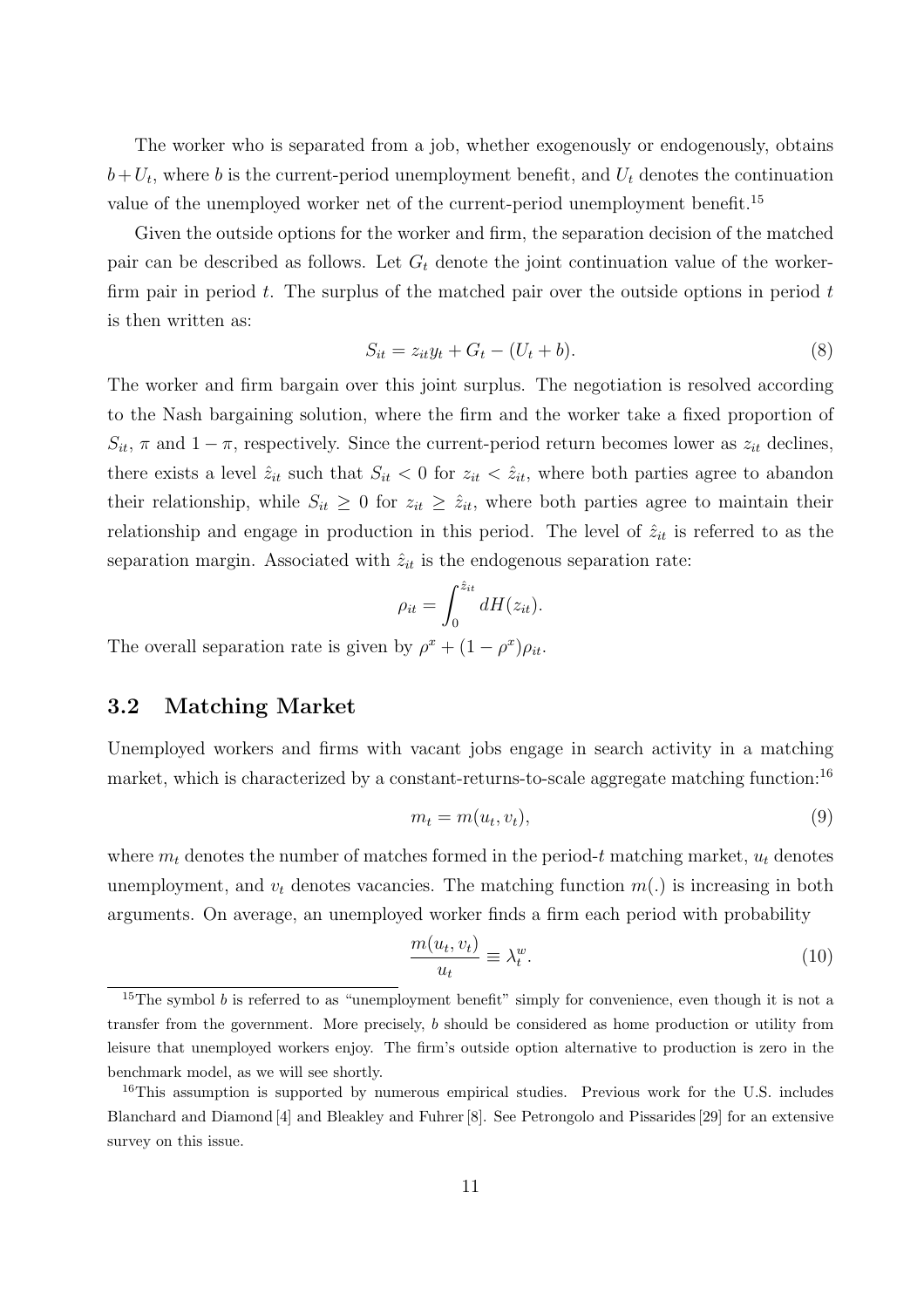The worker who is separated from a job, whether exogenously or endogenously, obtains $b + U_t$, where $b$ is the current-period unemployment benefit, and $U_t$ denotes the continuation value of the unemployed worker net of the current-period unemployment benefit.[15]

Given the outside options for the worker and firm, the separation decision of the matched pair can be described as follows. Let $G_t$ denote the joint continuation value of the worker-firm pair in period $t$. The surplus of the matched pair over the outside options in period $t$ is then written as:

$$S_{it} = z_{it} y_t + G_t - (U_t + b). \tag{8}$$

The worker and firm bargain over this joint surplus. The negotiation is resolved according to the Nash bargaining solution, where the firm and the worker take a fixed proportion of $S_{it}$, $\pi$ and $1 - \pi$, respectively. Since the current-period return becomes lower as $z_{it}$ declines, there exists a level $\hat{z}_{it}$ such that $S_{it} < 0$ for $z_{it} < \hat{z}_{it}$, where both parties agree to abandon their relationship, while $S_{it} \geq 0$ for $z_{it} \geq \hat{z}_{it}$, where both parties agree to maintain their relationship and engage in production in this period. The level of $\hat{z}_{it}$ is referred to as the separation margin. Associated with $\hat{z}_{it}$ is the endogenous separation rate:

$$\rho_{it} = \int_0^{\hat{z}_{it}} dH(z_{it}).$$

The overall separation rate is given by $\rho^x + (1 - \rho^x)\rho_{it}$.

## 3.2 Matching Market

Unemployed workers and firms with vacant jobs engage in search activity in a matching market, which is characterized by a constant-returns-to-scale aggregate matching function:[16]

$$m_t = m(u_t, v_t), \tag{9}$$

where $m_t$ denotes the number of matches formed in the period-$t$ matching market, $u_t$ denotes unemployment, and $v_t$ denotes vacancies. The matching function $m(.)$ is increasing in both arguments. On average, an unemployed worker finds a firm each period with probability

$$\frac{m(u_t, v_t)}{u_t} \equiv \lambda_t^w. \tag{10}$$

[15] The symbol $b$ is referred to as "unemployment benefit" simply for convenience, even though it is not a transfer from the government. More precisely, $b$ should be considered as home production or utility from leisure that unemployed workers enjoy. The firm's outside option alternative to production is zero in the benchmark model, as we will see shortly.

[16] This assumption is supported by numerous empirical studies. Previous work for the U.S. includes Blanchard and Diamond [4] and Bleakley and Fuhrer [8]. See Petrongolo and Pissarides [29] for an extensive survey on this issue.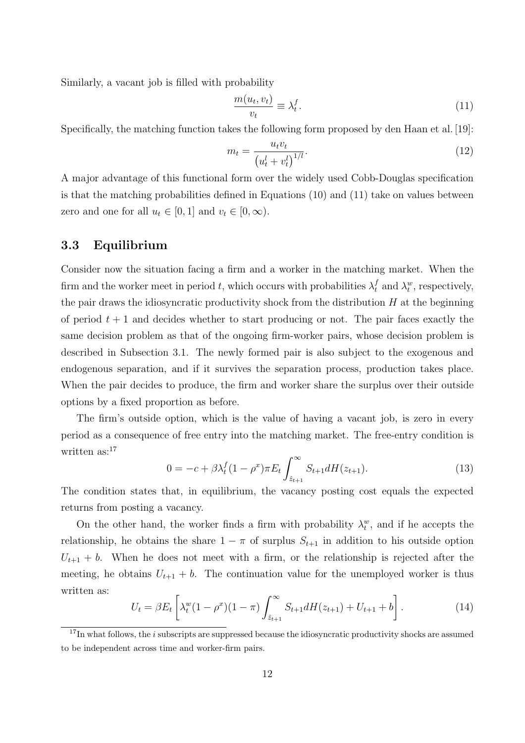Similarly, a vacant job is filled with probability

$$\frac{m(u_t, v_t)}{v_t} \equiv \lambda_t^f. \tag{11}$$

Specifically, the matching function takes the following form proposed by den Haan et al. [19]:

$$m_t = \frac{u_t v_t}{\left(u_t^l + v_t^l\right)^{1/l}}. \tag{12}$$

A major advantage of this functional form over the widely used Cobb-Douglas specification is that the matching probabilities defined in Equations (10) and (11) take on values between zero and one for all $u_t \in [0, 1]$ and $v_t \in [0, \infty)$.

### 3.3 Equilibrium

Consider now the situation facing a firm and a worker in the matching market. When the firm and the worker meet in period $t$, which occurs with probabilities $\lambda_t^f$ and $\lambda_t^w$, respectively, the pair draws the idiosyncratic productivity shock from the distribution $H$ at the beginning of period $t + 1$ and decides whether to start producing or not. The pair faces exactly the same decision problem as that of the ongoing firm-worker pairs, whose decision problem is described in Subsection 3.1. The newly formed pair is also subject to the exogenous and endogenous separation, and if it survives the separation process, production takes place. When the pair decides to produce, the firm and worker share the surplus over their outside options by a fixed proportion as before.

The firm's outside option, which is the value of having a vacant job, is zero in every period as a consequence of free entry into the matching market. The free-entry condition is written as:[17]

$$0 = -c + \beta \lambda_t^f (1 - \rho^x) \pi E_t \int_{\hat{z}_{t+1}}^{\infty} S_{t+1} dH(z_{t+1}). \tag{13}$$

The condition states that, in equilibrium, the vacancy posting cost equals the expected returns from posting a vacancy.

On the other hand, the worker finds a firm with probability $\lambda_t^w$, and if he accepts the relationship, he obtains the share $1 - \pi$ of surplus $S_{t+1}$ in addition to his outside option $U_{t+1} + b$. When he does not meet with a firm, or the relationship is rejected after the meeting, he obtains $U_{t+1} + b$. The continuation value for the unemployed worker is thus written as:

$$U_t = \beta E_t \left[ \lambda_t^w (1 - \rho^x)(1 - \pi) \int_{\hat{z}_{t+1}}^{\infty} S_{t+1} dH(z_{t+1}) + U_{t+1} + b \right]. \tag{14}$$

[17] In what follows, the $i$ subscripts are suppressed because the idiosyncratic productivity shocks are assumed to be independent across time and worker-firm pairs.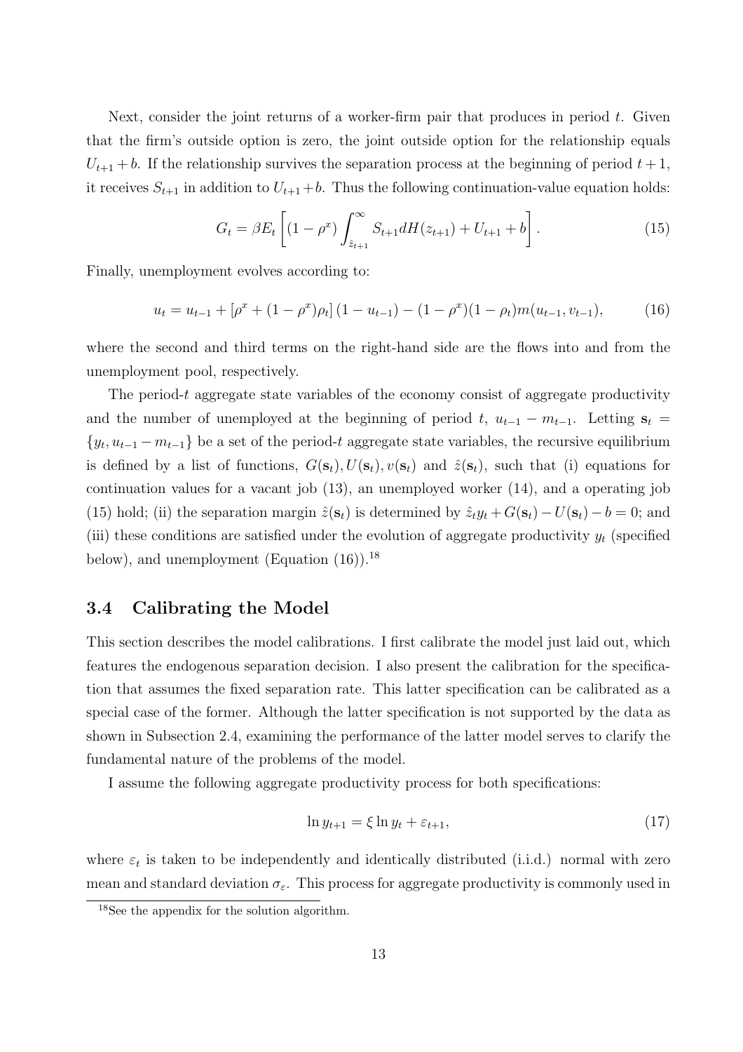Next, consider the joint returns of a worker-firm pair that produces in period $t$. Given that the firm's outside option is zero, the joint outside option for the relationship equals $U_{t+1} + b$. If the relationship survives the separation process at the beginning of period $t+1$, it receives $S_{t+1}$ in addition to $U_{t+1} + b$. Thus the following continuation-value equation holds:

$$G_t = \beta E_t \left[ (1 - \rho^x) \int_{\hat{z}_{t+1}}^{\infty} S_{t+1} dH(z_{t+1}) + U_{t+1} + b \right]. \tag{15}$$

Finally, unemployment evolves according to:

$$u_t = u_{t-1} + \left[\rho^x + (1 - \rho^x)\rho_t\right](1 - u_{t-1}) - (1 - \rho^x)(1 - \rho_t) m(u_{t-1}, v_{t-1}), \tag{16}$$

where the second and third terms on the right-hand side are the flows into and from the unemployment pool, respectively.

The period-$t$ aggregate state variables of the economy consist of aggregate productivity and the number of unemployed at the beginning of period $t$, $u_{t-1} - m_{t-1}$. Letting $\mathbf{s}_t = \{y_t, u_{t-1} - m_{t-1}\}$ be a set of the period-$t$ aggregate state variables, the recursive equilibrium is defined by a list of functions, $G(\mathbf{s}_t), U(\mathbf{s}_t), v(\mathbf{s}_t)$ and $\hat{z}(\mathbf{s}_t)$, such that (i) equations for continuation values for a vacant job (13), an unemployed worker (14), and a operating job (15) hold; (ii) the separation margin $\hat{z}(\mathbf{s}_t)$ is determined by $\hat{z}_t y_t + G(\mathbf{s}_t) - U(\mathbf{s}_t) - b = 0$; and (iii) these conditions are satisfied under the evolution of aggregate productivity $y_t$ (specified below), and unemployment (Equation (16)).[18]

### 3.4 Calibrating the Model

This section describes the model calibrations. I first calibrate the model just laid out, which features the endogenous separation decision. I also present the calibration for the specification that assumes the fixed separation rate. This latter specification can be calibrated as a special case of the former. Although the latter specification is not supported by the data as shown in Subsection 2.4, examining the performance of the latter model serves to clarify the fundamental nature of the problems of the model.

I assume the following aggregate productivity process for both specifications:

$$\ln y_{t+1} = \xi \ln y_t + \varepsilon_{t+1}, \tag{17}$$

where $\varepsilon_t$ is taken to be independently and identically distributed (i.i.d.) normal with zero mean and standard deviation $\sigma_\varepsilon$. This process for aggregate productivity is commonly used in

[18] See the appendix for the solution algorithm.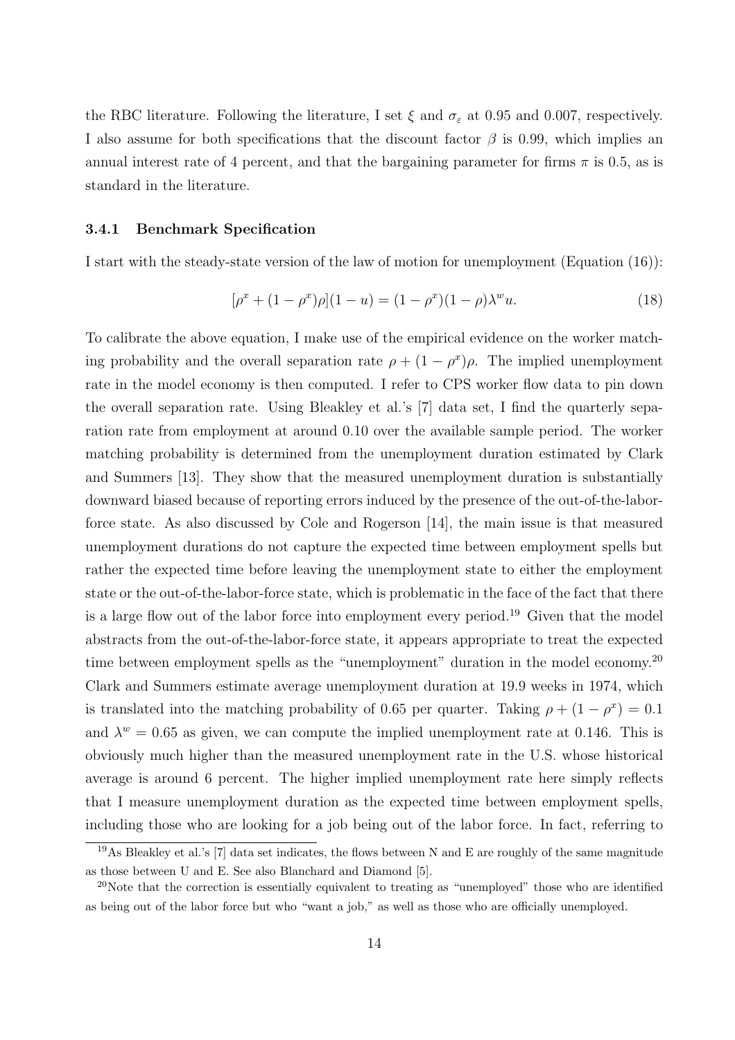the RBC literature. Following the literature, I set $\xi$ and $\sigma_\varepsilon$ at 0.95 and 0.007, respectively. I also assume for both specifications that the discount factor $\beta$ is 0.99, which implies an annual interest rate of 4 percent, and that the bargaining parameter for firms $\pi$ is 0.5, as is standard in the literature.

### 3.4.1 Benchmark Specification

I start with the steady-state version of the law of motion for unemployment (Equation (16)):

$$[\rho^x + (1 - \rho^x)\rho](1 - u) = (1 - \rho^x)(1 - \rho)\lambda^w u. \tag{18}$$

To calibrate the above equation, I make use of the empirical evidence on the worker matching probability and the overall separation rate $\rho + (1 - \rho^x)\rho$. The implied unemployment rate in the model economy is then computed. I refer to CPS worker flow data to pin down the overall separation rate. Using Bleakley et al.'s [7] data set, I find the quarterly separation rate from employment at around 0.10 over the available sample period. The worker matching probability is determined from the unemployment duration estimated by Clark and Summers [13]. They show that the measured unemployment duration is substantially downward biased because of reporting errors induced by the presence of the out-of-the-labor-force state. As also discussed by Cole and Rogerson [14], the main issue is that measured unemployment durations do not capture the expected time between employment spells but rather the expected time before leaving the unemployment state to either the employment state or the out-of-the-labor-force state, which is problematic in the face of the fact that there is a large flow out of the labor force into employment every period.[19] Given that the model abstracts from the out-of-the-labor-force state, it appears appropriate to treat the expected time between employment spells as the "unemployment" duration in the model economy.[20] Clark and Summers estimate average unemployment duration at 19.9 weeks in 1974, which is translated into the matching probability of 0.65 per quarter. Taking $\rho + (1 - \rho^x) = 0.1$ and $\lambda^w = 0.65$ as given, we can compute the implied unemployment rate at 0.146. This is obviously much higher than the measured unemployment rate in the U.S. whose historical average is around 6 percent. The higher implied unemployment rate here simply reflects that I measure unemployment duration as the expected time between employment spells, including those who are looking for a job being out of the labor force. In fact, referring to

[19] As Bleakley et al.'s [7] data set indicates, the flows between N and E are roughly of the same magnitude as those between U and E. See also Blanchard and Diamond [5].

[20] Note that the correction is essentially equivalent to treating as "unemployed" those who are identified as being out of the labor force but who "want a job," as well as those who are officially unemployed.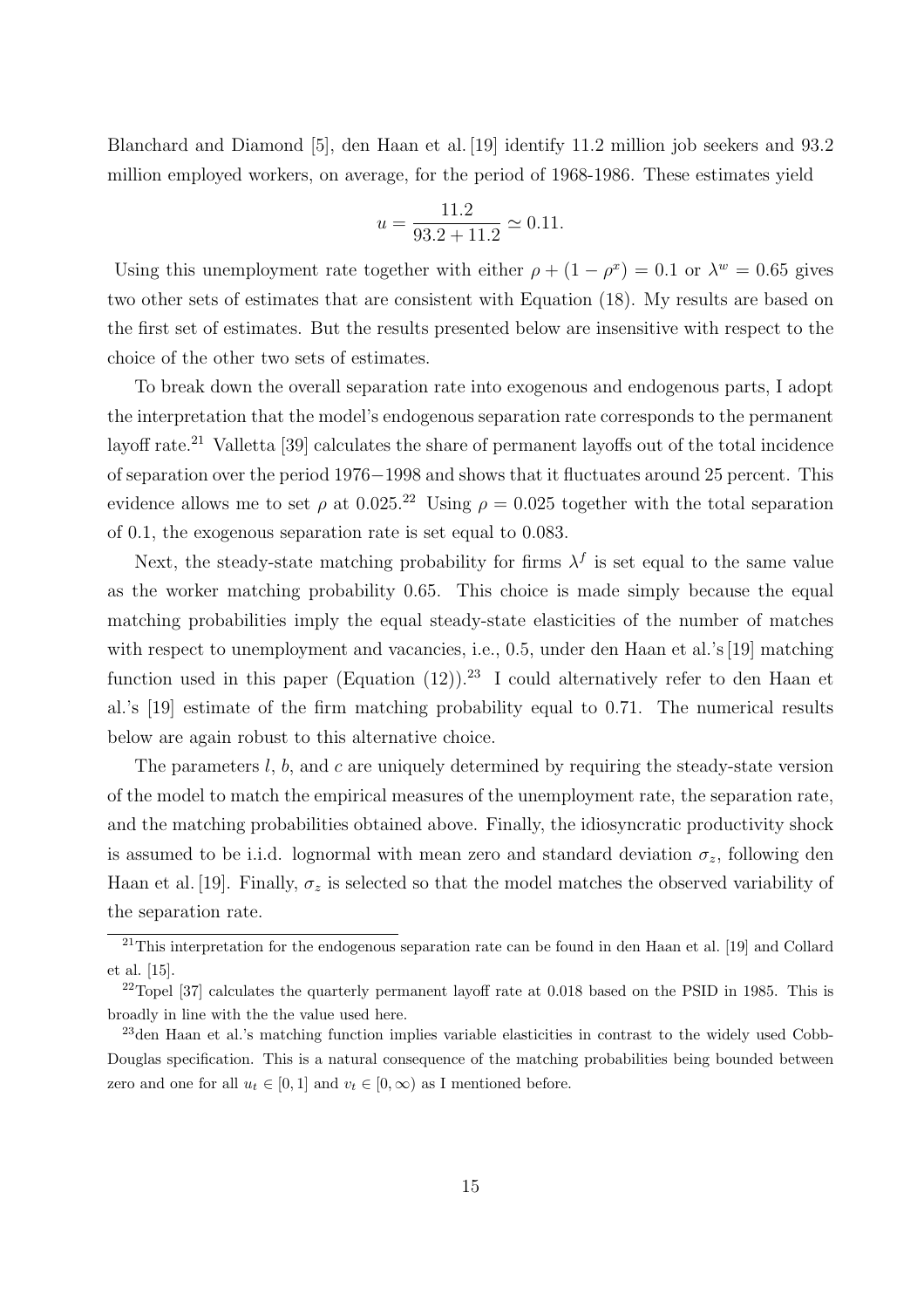Blanchard and Diamond [5], den Haan et al. [19] identify 11.2 million job seekers and 93.2 million employed workers, on average, for the period of 1968-1986. These estimates yield

$$u = \frac{11.2}{93.2 + 11.2} \simeq 0.11.$$

Using this unemployment rate together with either $\rho + (1 - \rho^x) = 0.1$ or $\lambda^w = 0.65$ gives two other sets of estimates that are consistent with Equation (18). My results are based on the first set of estimates. But the results presented below are insensitive with respect to the choice of the other two sets of estimates.

To break down the overall separation rate into exogenous and endogenous parts, I adopt the interpretation that the model's endogenous separation rate corresponds to the permanent layoff rate.[21] Valletta [39] calculates the share of permanent layoffs out of the total incidence of separation over the period 1976−1998 and shows that it fluctuates around 25 percent. This evidence allows me to set $\rho$ at 0.025.[22] Using $\rho = 0.025$ together with the total separation of 0.1, the exogenous separation rate is set equal to 0.083.

Next, the steady-state matching probability for firms $\lambda^f$ is set equal to the same value as the worker matching probability 0.65. This choice is made simply because the equal matching probabilities imply the equal steady-state elasticities of the number of matches with respect to unemployment and vacancies, i.e., 0.5, under den Haan et al.'s [19] matching function used in this paper (Equation (12)).[23] I could alternatively refer to den Haan et al.'s [19] estimate of the firm matching probability equal to 0.71. The numerical results below are again robust to this alternative choice.

The parameters $l$, $b$, and $c$ are uniquely determined by requiring the steady-state version of the model to match the empirical measures of the unemployment rate, the separation rate, and the matching probabilities obtained above. Finally, the idiosyncratic productivity shock is assumed to be i.i.d. lognormal with mean zero and standard deviation $\sigma_z$, following den Haan et al. [19]. Finally, $\sigma_z$ is selected so that the model matches the observed variability of the separation rate.

[21] This interpretation for the endogenous separation rate can be found in den Haan et al. [19] and Collard et al. [15].

[22] Topel [37] calculates the quarterly permanent layoff rate at 0.018 based on the PSID in 1985. This is broadly in line with the the value used here.

[23] den Haan et al.'s matching function implies variable elasticities in contrast to the widely used Cobb-Douglas specification. This is a natural consequence of the matching probabilities being bounded between zero and one for all $u_t \in [0, 1]$ and $v_t \in [0, \infty)$ as I mentioned before.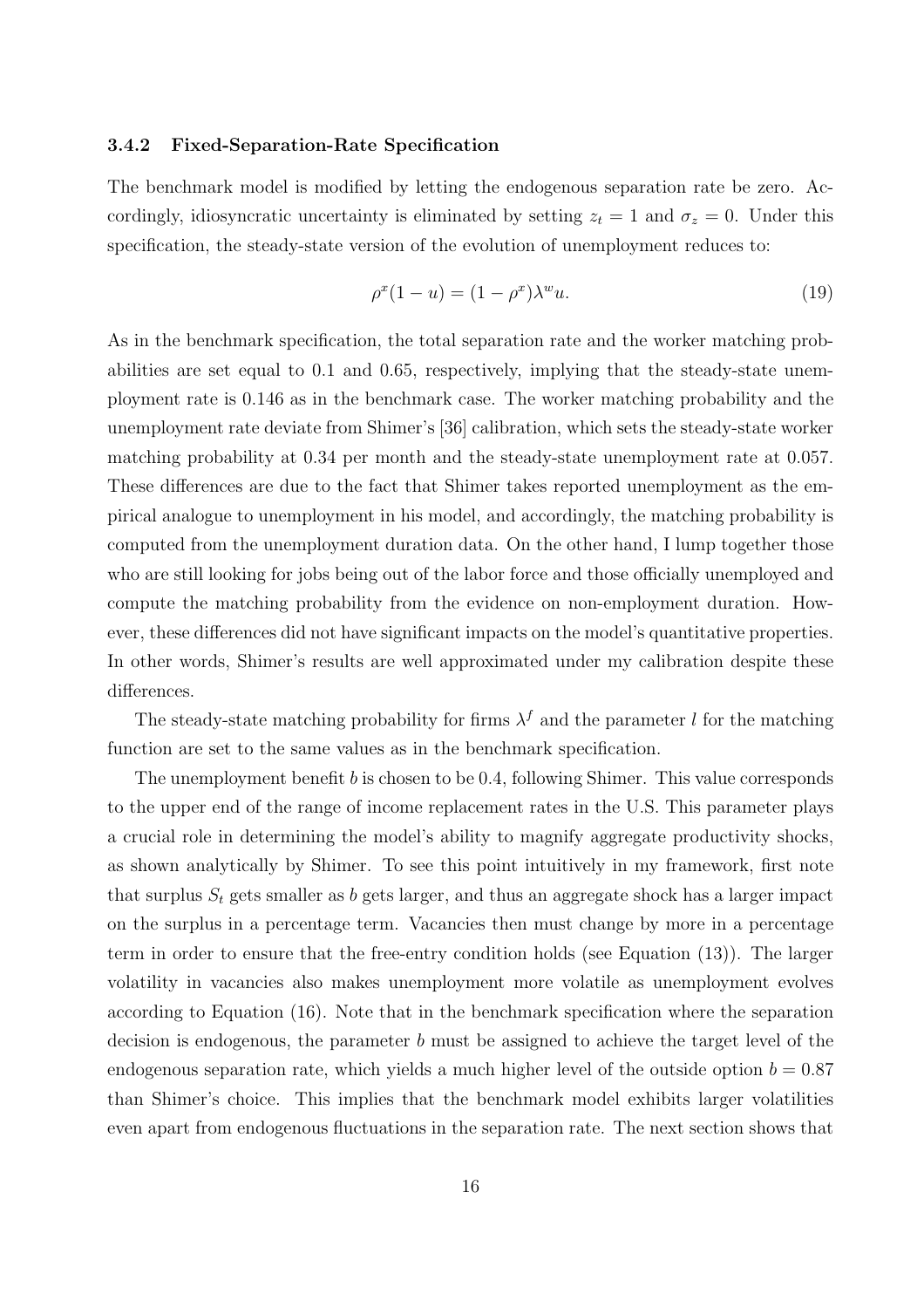#### 3.4.2 Fixed-Separation-Rate Specification

The benchmark model is modified by letting the endogenous separation rate be zero. Accordingly, idiosyncratic uncertainty is eliminated by setting $z_t = 1$ and $\sigma_z = 0$. Under this specification, the steady-state version of the evolution of unemployment reduces to:

$$\rho^x(1-u) = (1-\rho^x)\lambda^w u. \tag{19}$$

As in the benchmark specification, the total separation rate and the worker matching probabilities are set equal to 0.1 and 0.65, respectively, implying that the steady-state unemployment rate is 0.146 as in the benchmark case. The worker matching probability and the unemployment rate deviate from Shimer's [36] calibration, which sets the steady-state worker matching probability at 0.34 per month and the steady-state unemployment rate at 0.057. These differences are due to the fact that Shimer takes reported unemployment as the empirical analogue to unemployment in his model, and accordingly, the matching probability is computed from the unemployment duration data. On the other hand, I lump together those who are still looking for jobs being out of the labor force and those officially unemployed and compute the matching probability from the evidence on non-employment duration. However, these differences did not have significant impacts on the model's quantitative properties. In other words, Shimer's results are well approximated under my calibration despite these differences.

The steady-state matching probability for firms $\lambda^f$ and the parameter $l$ for the matching function are set to the same values as in the benchmark specification.

The unemployment benefit $b$ is chosen to be 0.4, following Shimer. This value corresponds to the upper end of the range of income replacement rates in the U.S. This parameter plays a crucial role in determining the model's ability to magnify aggregate productivity shocks, as shown analytically by Shimer. To see this point intuitively in my framework, first note that surplus $S_t$ gets smaller as $b$ gets larger, and thus an aggregate shock has a larger impact on the surplus in a percentage term. Vacancies then must change by more in a percentage term in order to ensure that the free-entry condition holds (see Equation (13)). The larger volatility in vacancies also makes unemployment more volatile as unemployment evolves according to Equation (16). Note that in the benchmark specification where the separation decision is endogenous, the parameter $b$ must be assigned to achieve the target level of the endogenous separation rate, which yields a much higher level of the outside option $b = 0.87$ than Shimer's choice. This implies that the benchmark model exhibits larger volatilities even apart from endogenous fluctuations in the separation rate. The next section shows that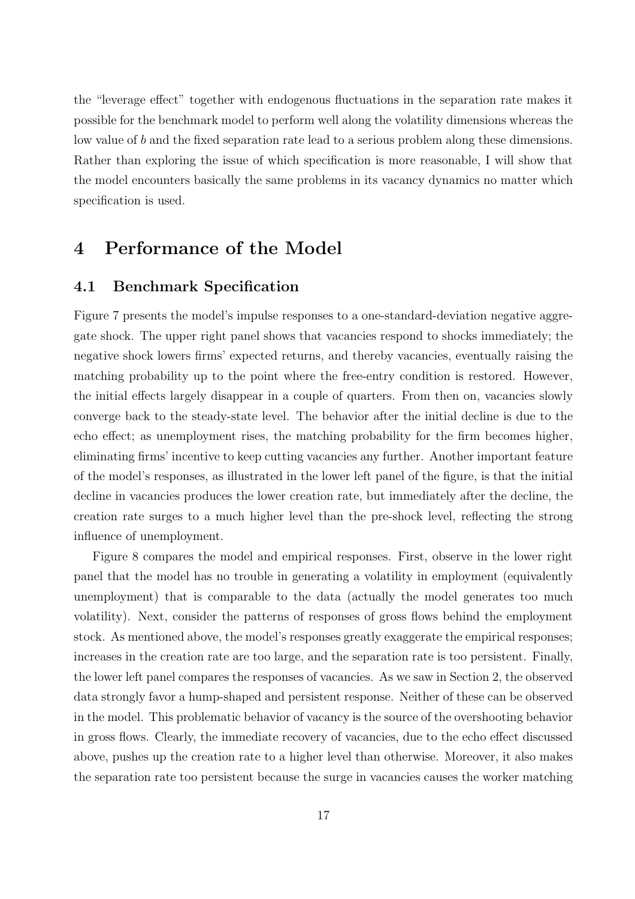the "leverage effect" together with endogenous fluctuations in the separation rate makes it possible for the benchmark model to perform well along the volatility dimensions whereas the low value of $b$ and the fixed separation rate lead to a serious problem along these dimensions. Rather than exploring the issue of which specification is more reasonable, I will show that the model encounters basically the same problems in its vacancy dynamics no matter which specification is used.

# 4 Performance of the Model

## 4.1 Benchmark Specification

Figure 7 presents the model's impulse responses to a one-standard-deviation negative aggregate shock. The upper right panel shows that vacancies respond to shocks immediately; the negative shock lowers firms' expected returns, and thereby vacancies, eventually raising the matching probability up to the point where the free-entry condition is restored. However, the initial effects largely disappear in a couple of quarters. From then on, vacancies slowly converge back to the steady-state level. The behavior after the initial decline is due to the echo effect; as unemployment rises, the matching probability for the firm becomes higher, eliminating firms' incentive to keep cutting vacancies any further. Another important feature of the model's responses, as illustrated in the lower left panel of the figure, is that the initial decline in vacancies produces the lower creation rate, but immediately after the decline, the creation rate surges to a much higher level than the pre-shock level, reflecting the strong influence of unemployment.

Figure 8 compares the model and empirical responses. First, observe in the lower right panel that the model has no trouble in generating a volatility in employment (equivalently unemployment) that is comparable to the data (actually the model generates too much volatility). Next, consider the patterns of responses of gross flows behind the employment stock. As mentioned above, the model's responses greatly exaggerate the empirical responses; increases in the creation rate are too large, and the separation rate is too persistent. Finally, the lower left panel compares the responses of vacancies. As we saw in Section 2, the observed data strongly favor a hump-shaped and persistent response. Neither of these can be observed in the model. This problematic behavior of vacancy is the source of the overshooting behavior in gross flows. Clearly, the immediate recovery of vacancies, due to the echo effect discussed above, pushes up the creation rate to a higher level than otherwise. Moreover, it also makes the separation rate too persistent because the surge in vacancies causes the worker matching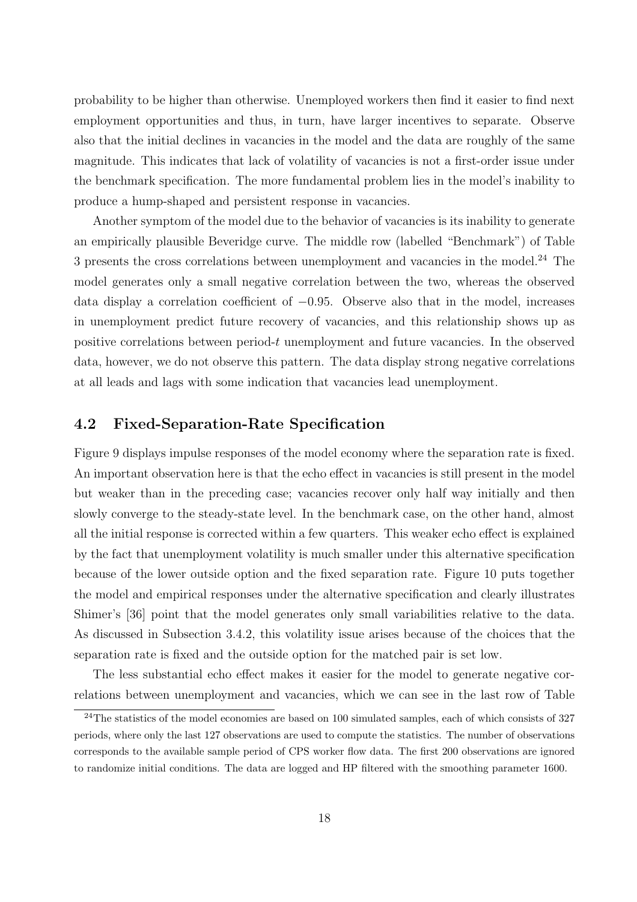probability to be higher than otherwise. Unemployed workers then find it easier to find next employment opportunities and thus, in turn, have larger incentives to separate. Observe also that the initial declines in vacancies in the model and the data are roughly of the same magnitude. This indicates that lack of volatility of vacancies is not a first-order issue under the benchmark specification. The more fundamental problem lies in the model's inability to produce a hump-shaped and persistent response in vacancies.

Another symptom of the model due to the behavior of vacancies is its inability to generate an empirically plausible Beveridge curve. The middle row (labelled "Benchmark") of Table 3 presents the cross correlations between unemployment and vacancies in the model.[24] The model generates only a small negative correlation between the two, whereas the observed data display a correlation coefficient of $-0.95$. Observe also that in the model, increases in unemployment predict future recovery of vacancies, and this relationship shows up as positive correlations between period-$t$ unemployment and future vacancies. In the observed data, however, we do not observe this pattern. The data display strong negative correlations at all leads and lags with some indication that vacancies lead unemployment.

## 4.2 Fixed-Separation-Rate Specification

Figure 9 displays impulse responses of the model economy where the separation rate is fixed. An important observation here is that the echo effect in vacancies is still present in the model but weaker than in the preceding case; vacancies recover only half way initially and then slowly converge to the steady-state level. In the benchmark case, on the other hand, almost all the initial response is corrected within a few quarters. This weaker echo effect is explained by the fact that unemployment volatility is much smaller under this alternative specification because of the lower outside option and the fixed separation rate. Figure 10 puts together the model and empirical responses under the alternative specification and clearly illustrates Shimer's [36] point that the model generates only small variabilities relative to the data. As discussed in Subsection 3.4.2, this volatility issue arises because of the choices that the separation rate is fixed and the outside option for the matched pair is set low.

The less substantial echo effect makes it easier for the model to generate negative correlations between unemployment and vacancies, which we can see in the last row of Table

[24] The statistics of the model economies are based on 100 simulated samples, each of which consists of 327 periods, where only the last 127 observations are used to compute the statistics. The number of observations corresponds to the available sample period of CPS worker flow data. The first 200 observations are ignored to randomize initial conditions. The data are logged and HP filtered with the smoothing parameter 1600.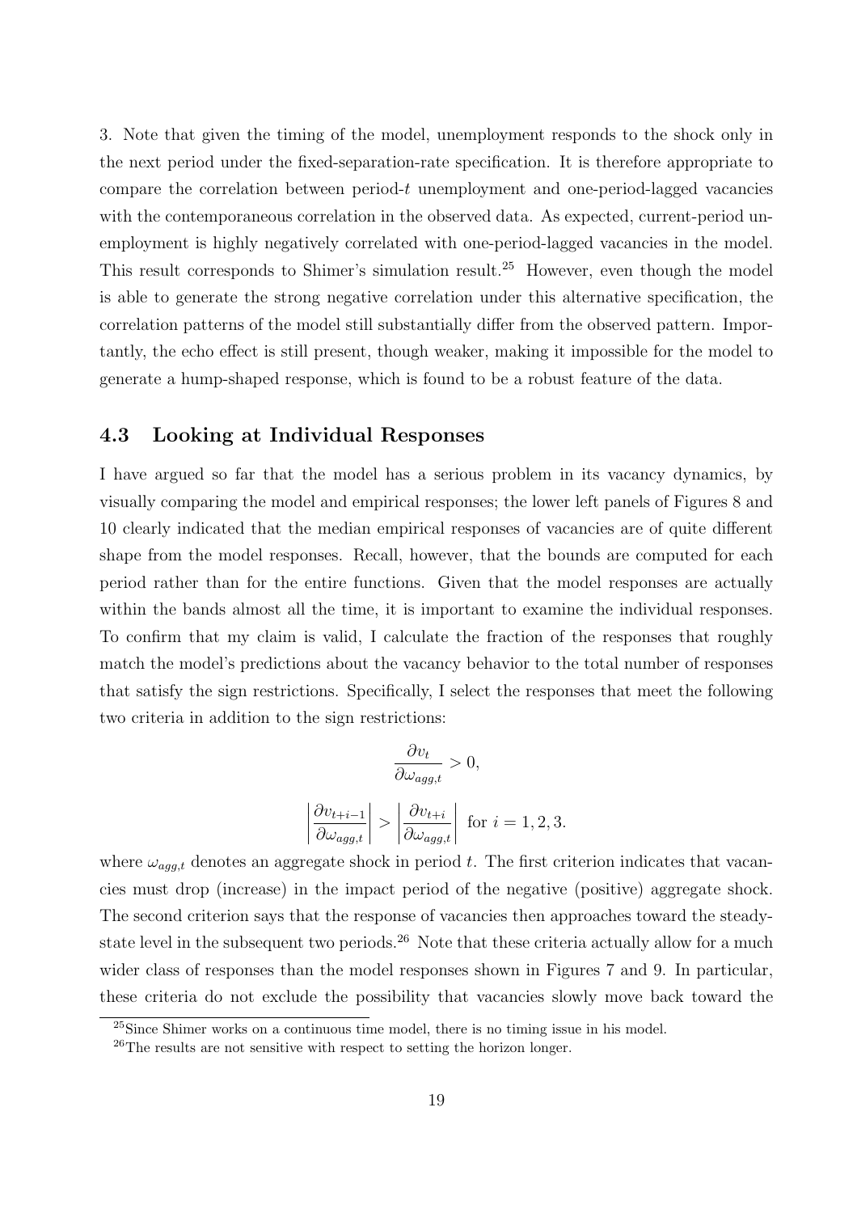3. Note that given the timing of the model, unemployment responds to the shock only in the next period under the fixed-separation-rate specification. It is therefore appropriate to compare the correlation between period-$t$ unemployment and one-period-lagged vacancies with the contemporaneous correlation in the observed data. As expected, current-period unemployment is highly negatively correlated with one-period-lagged vacancies in the model. This result corresponds to Shimer's simulation result.[25] However, even though the model is able to generate the strong negative correlation under this alternative specification, the correlation patterns of the model still substantially differ from the observed pattern. Importantly, the echo effect is still present, though weaker, making it impossible for the model to generate a hump-shaped response, which is found to be a robust feature of the data.

## 4.3 Looking at Individual Responses

I have argued so far that the model has a serious problem in its vacancy dynamics, by visually comparing the model and empirical responses; the lower left panels of Figures 8 and 10 clearly indicated that the median empirical responses of vacancies are of quite different shape from the model responses. Recall, however, that the bounds are computed for each period rather than for the entire functions. Given that the model responses are actually within the bands almost all the time, it is important to examine the individual responses. To confirm that my claim is valid, I calculate the fraction of the responses that roughly match the model's predictions about the vacancy behavior to the total number of responses that satisfy the sign restrictions. Specifically, I select the responses that meet the following two criteria in addition to the sign restrictions:

$$\frac{\partial v_t}{\partial \omega_{agg,t}} > 0,$$

$$\left| \frac{\partial v_{t+i-1}}{\partial \omega_{agg,t}} \right| > \left| \frac{\partial v_{t+i}}{\partial \omega_{agg,t}} \right| \text{ for } i = 1, 2, 3.$$

where $\omega_{agg,t}$ denotes an aggregate shock in period $t$. The first criterion indicates that vacancies must drop (increase) in the impact period of the negative (positive) aggregate shock. The second criterion says that the response of vacancies then approaches toward the steady-state level in the subsequent two periods.[26] Note that these criteria actually allow for a much wider class of responses than the model responses shown in Figures 7 and 9. In particular, these criteria do not exclude the possibility that vacancies slowly move back toward the

[25] Since Shimer works on a continuous time model, there is no timing issue in his model.

[26] The results are not sensitive with respect to setting the horizon longer.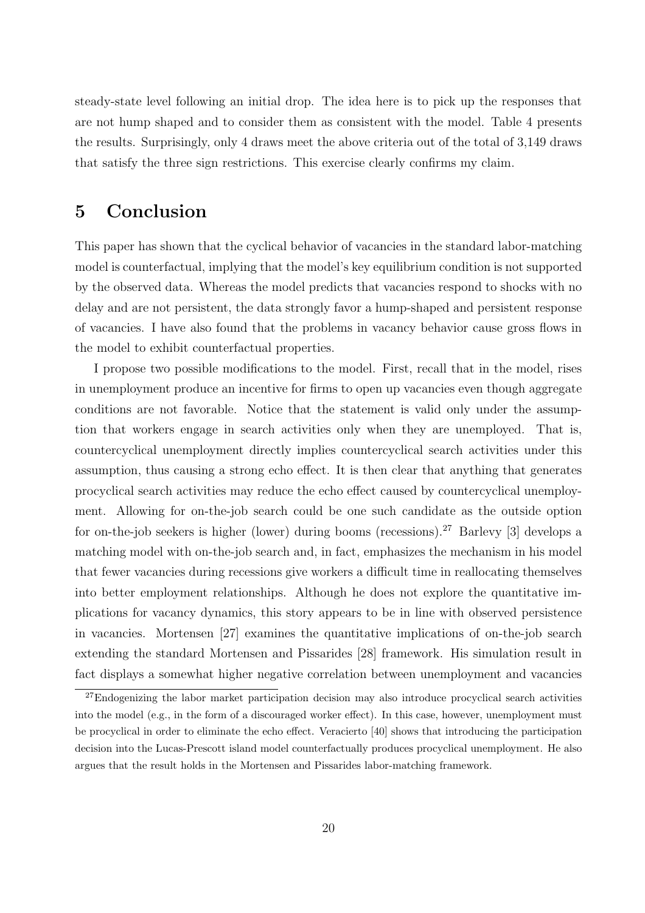steady-state level following an initial drop. The idea here is to pick up the responses that are not hump shaped and to consider them as consistent with the model. Table 4 presents the results. Surprisingly, only 4 draws meet the above criteria out of the total of 3,149 draws that satisfy the three sign restrictions. This exercise clearly confirms my claim.

# 5 Conclusion

This paper has shown that the cyclical behavior of vacancies in the standard labor-matching model is counterfactual, implying that the model's key equilibrium condition is not supported by the observed data. Whereas the model predicts that vacancies respond to shocks with no delay and are not persistent, the data strongly favor a hump-shaped and persistent response of vacancies. I have also found that the problems in vacancy behavior cause gross flows in the model to exhibit counterfactual properties.

I propose two possible modifications to the model. First, recall that in the model, rises in unemployment produce an incentive for firms to open up vacancies even though aggregate conditions are not favorable. Notice that the statement is valid only under the assumption that workers engage in search activities only when they are unemployed. That is, countercyclical unemployment directly implies countercyclical search activities under this assumption, thus causing a strong echo effect. It is then clear that anything that generates procyclical search activities may reduce the echo effect caused by countercyclical unemployment. Allowing for on-the-job search could be one such candidate as the outside option for on-the-job seekers is higher (lower) during booms (recessions).[27] Barlevy [3] develops a matching model with on-the-job search and, in fact, emphasizes the mechanism in his model that fewer vacancies during recessions give workers a difficult time in reallocating themselves into better employment relationships. Although he does not explore the quantitative implications for vacancy dynamics, this story appears to be in line with observed persistence in vacancies. Mortensen [27] examines the quantitative implications of on-the-job search extending the standard Mortensen and Pissarides [28] framework. His simulation result in fact displays a somewhat higher negative correlation between unemployment and vacancies

[27] Endogenizing the labor market participation decision may also introduce procyclical search activities into the model (e.g., in the form of a discouraged worker effect). In this case, however, unemployment must be procyclical in order to eliminate the echo effect. Veracierto [40] shows that introducing the participation decision into the Lucas-Prescott island model counterfactually produces procyclical unemployment. He also argues that the result holds in the Mortensen and Pissarides labor-matching framework.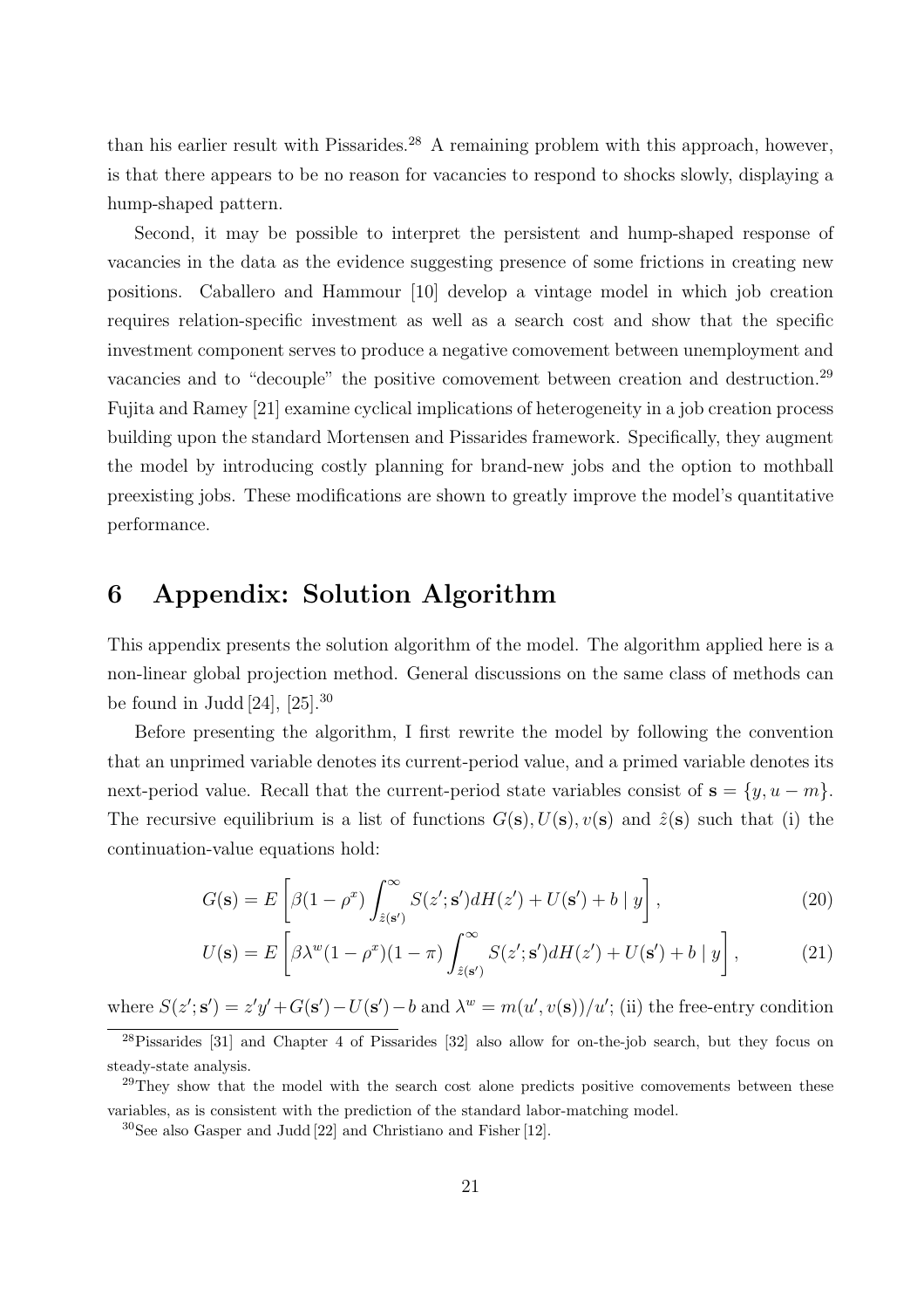than his earlier result with Pissarides.[28] A remaining problem with this approach, however, is that there appears to be no reason for vacancies to respond to shocks slowly, displaying a hump-shaped pattern.

Second, it may be possible to interpret the persistent and hump-shaped response of vacancies in the data as the evidence suggesting presence of some frictions in creating new positions. Caballero and Hammour [10] develop a vintage model in which job creation requires relation-specific investment as well as a search cost and show that the specific investment component serves to produce a negative comovement between unemployment and vacancies and to "decouple" the positive comovement between creation and destruction.[29] Fujita and Ramey [21] examine cyclical implications of heterogeneity in a job creation process building upon the standard Mortensen and Pissarides framework. Specifically, they augment the model by introducing costly planning for brand-new jobs and the option to mothball preexisting jobs. These modifications are shown to greatly improve the model's quantitative performance.

# 6 Appendix: Solution Algorithm

This appendix presents the solution algorithm of the model. The algorithm applied here is a non-linear global projection method. General discussions on the same class of methods can be found in Judd [24], [25].[30]

Before presenting the algorithm, I first rewrite the model by following the convention that an unprimed variable denotes its current-period value, and a primed variable denotes its next-period value. Recall that the current-period state variables consist of $\mathbf{s} = \{y, u - m\}$. The recursive equilibrium is a list of functions $G(\mathbf{s}), U(\mathbf{s}), v(\mathbf{s})$ and $\hat{z}(\mathbf{s})$ such that (i) the continuation-value equations hold:

$$G(\mathbf{s}) = E\left[\beta(1-\rho^x)\int_{\hat{z}(\mathbf{s}')}^{\infty} S(z';\mathbf{s}')dH(z') + U(\mathbf{s}') + b \mid y\right], \tag{20}$$

$$U(\mathbf{s}) = E\left[\beta\lambda^w(1-\rho^x)(1-\pi)\int_{\hat{z}(\mathbf{s}')}^{\infty} S(z';\mathbf{s}')dH(z') + U(\mathbf{s}') + b \mid y\right], \tag{21}$$

where $S(z';\mathbf{s}') = z'y' + G(\mathbf{s}') - U(\mathbf{s}') - b$ and $\lambda^w = m(u', v(\mathbf{s}))/u'$; (ii) the free-entry condition

[28] Pissarides [31] and Chapter 4 of Pissarides [32] also allow for on-the-job search, but they focus on steady-state analysis.

[29] They show that the model with the search cost alone predicts positive comovements between these variables, as is consistent with the prediction of the standard labor-matching model.

[30] See also Gasper and Judd [22] and Christiano and Fisher [12].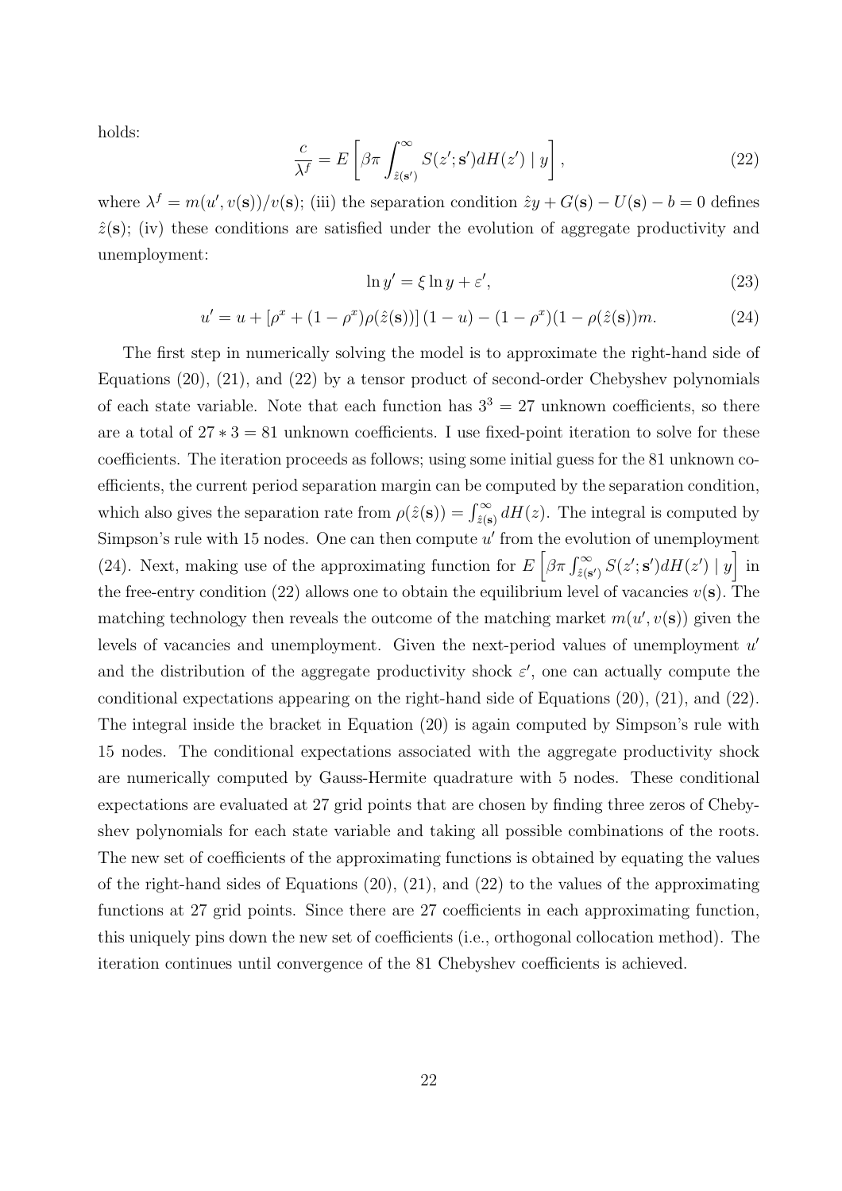holds:

$$\frac{c}{\lambda^f} = E\left[\beta\pi \int_{\hat{z}(\mathbf{s}')}^{\infty} S(z';\mathbf{s}')dH(z') \mid y\right], \tag{22}$$

where $\lambda^f = m(u', v(\mathbf{s}))/v(\mathbf{s})$; (iii) the separation condition $\hat{z}y + G(\mathbf{s}) - U(\mathbf{s}) - b = 0$ defines $\hat{z}(\mathbf{s})$; (iv) these conditions are satisfied under the evolution of aggregate productivity and unemployment:

$$\ln y' = \xi \ln y + \varepsilon', \tag{23}$$

$$u' = u + [\rho^x + (1-\rho^x)\rho(\hat{z}(\mathbf{s}))](1-u) - (1-\rho^x)(1-\rho(\hat{z}(\mathbf{s}))m. \tag{24}$$

The first step in numerically solving the model is to approximate the right-hand side of Equations (20), (21), and (22) by a tensor product of second-order Chebyshev polynomials of each state variable. Note that each function has $3^3 = 27$ unknown coefficients, so there are a total of $27 * 3 = 81$ unknown coefficients. I use fixed-point iteration to solve for these coefficients. The iteration proceeds as follows; using some initial guess for the 81 unknown coefficients, the current period separation margin can be computed by the separation condition, which also gives the separation rate from $\rho(\hat{z}(\mathbf{s})) = \int_{\hat{z}(\mathbf{s})}^{\infty} dH(z)$. The integral is computed by Simpson's rule with 15 nodes. One can then compute $u'$ from the evolution of unemployment (24). Next, making use of the approximating function for $E\left[\beta\pi \int_{\hat{z}(\mathbf{s}')}^{\infty} S(z';\mathbf{s}')dH(z') \mid y\right]$ in the free-entry condition (22) allows one to obtain the equilibrium level of vacancies $v(\mathbf{s})$. The matching technology then reveals the outcome of the matching market $m(u', v(\mathbf{s}))$ given the levels of vacancies and unemployment. Given the next-period values of unemployment $u'$ and the distribution of the aggregate productivity shock $\varepsilon'$, one can actually compute the conditional expectations appearing on the right-hand side of Equations (20), (21), and (22). The integral inside the bracket in Equation (20) is again computed by Simpson's rule with 15 nodes. The conditional expectations associated with the aggregate productivity shock are numerically computed by Gauss-Hermite quadrature with 5 nodes. These conditional expectations are evaluated at 27 grid points that are chosen by finding three zeros of Chebyshev polynomials for each state variable and taking all possible combinations of the roots. The new set of coefficients of the approximating functions is obtained by equating the values of the right-hand sides of Equations (20), (21), and (22) to the values of the approximating functions at 27 grid points. Since there are 27 coefficients in each approximating function, this uniquely pins down the new set of coefficients (i.e., orthogonal collocation method). The iteration continues until convergence of the 81 Chebyshev coefficients is achieved.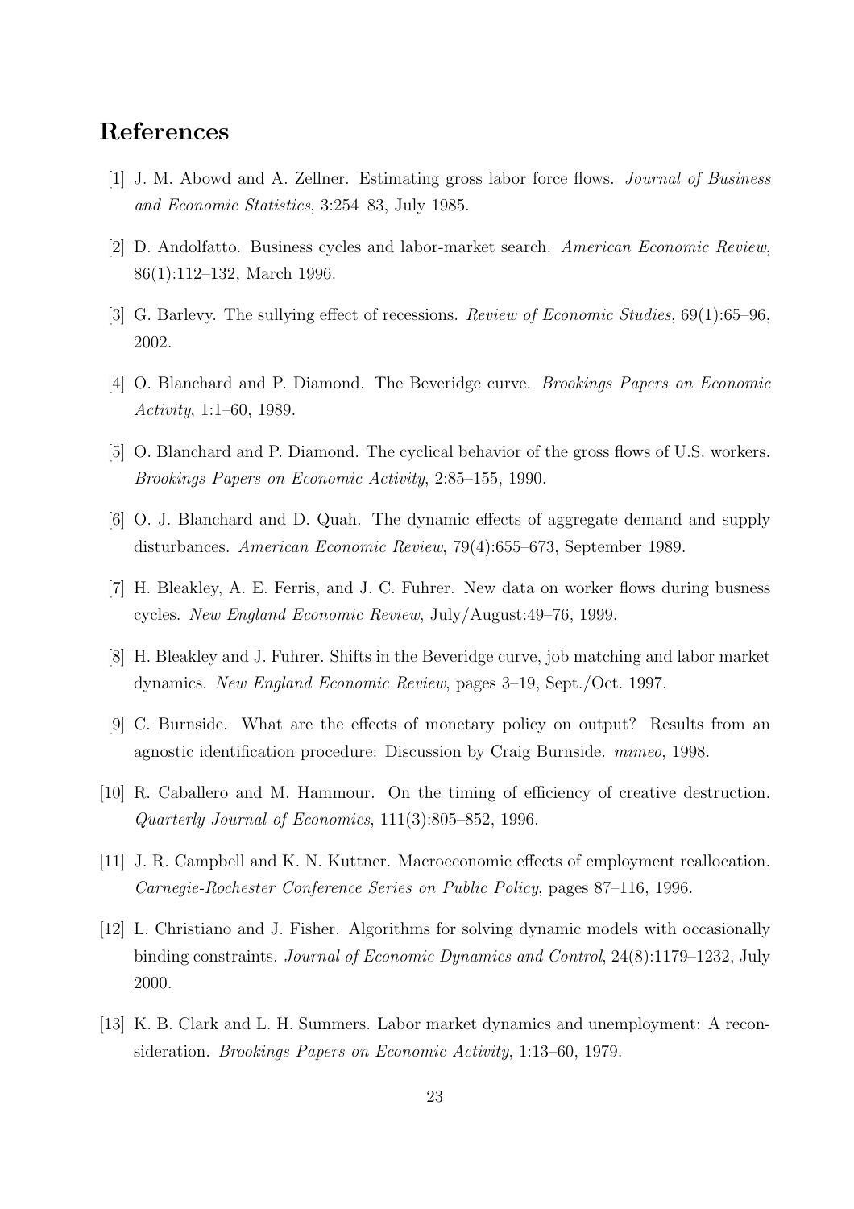## References

[1] J. M. Abowd and A. Zellner. Estimating gross labor force flows. *Journal of Business and Economic Statistics*, 3:254–83, July 1985.

[2] D. Andolfatto. Business cycles and labor-market search. *American Economic Review*, 86(1):112–132, March 1996.

[3] G. Barlevy. The sullying effect of recessions. *Review of Economic Studies*, 69(1):65–96, 2002.

[4] O. Blanchard and P. Diamond. The Beveridge curve. *Brookings Papers on Economic Activity*, 1:1–60, 1989.

[5] O. Blanchard and P. Diamond. The cyclical behavior of the gross flows of U.S. workers. *Brookings Papers on Economic Activity*, 2:85–155, 1990.

[6] O. J. Blanchard and D. Quah. The dynamic effects of aggregate demand and supply disturbances. *American Economic Review*, 79(4):655–673, September 1989.

[7] H. Bleakley, A. E. Ferris, and J. C. Fuhrer. New data on worker flows during busness cycles. *New England Economic Review*, July/August:49–76, 1999.

[8] H. Bleakley and J. Fuhrer. Shifts in the Beveridge curve, job matching and labor market dynamics. *New England Economic Review*, pages 3–19, Sept./Oct. 1997.

[9] C. Burnside. What are the effects of monetary policy on output? Results from an agnostic identification procedure: Discussion by Craig Burnside. *mimeo*, 1998.

[10] R. Caballero and M. Hammour. On the timing of efficiency of creative destruction. *Quarterly Journal of Economics*, 111(3):805–852, 1996.

[11] J. R. Campbell and K. N. Kuttner. Macroeconomic effects of employment reallocation. *Carnegie-Rochester Conference Series on Public Policy*, pages 87–116, 1996.

[12] L. Christiano and J. Fisher. Algorithms for solving dynamic models with occasionally binding constraints. *Journal of Economic Dynamics and Control*, 24(8):1179–1232, July 2000.

[13] K. B. Clark and L. H. Summers. Labor market dynamics and unemployment: A reconsideration. *Brookings Papers on Economic Activity*, 1:13–60, 1979.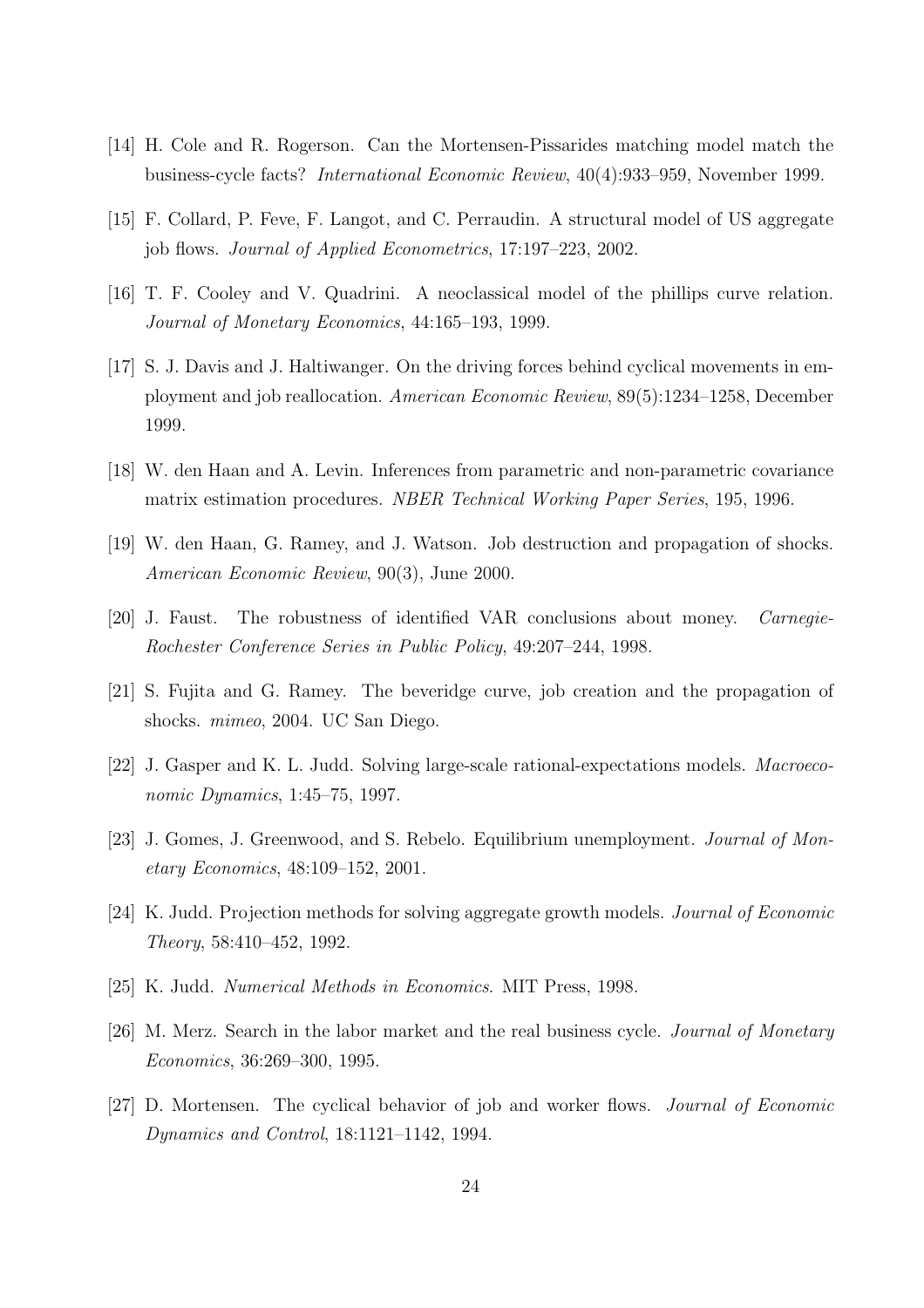[14] H. Cole and R. Rogerson. Can the Mortensen-Pissarides matching model match the business-cycle facts? *International Economic Review*, 40(4):933–959, November 1999.

[15] F. Collard, P. Feve, F. Langot, and C. Perraudin. A structural model of US aggregate job flows. *Journal of Applied Econometrics*, 17:197–223, 2002.

[16] T. F. Cooley and V. Quadrini. A neoclassical model of the phillips curve relation. *Journal of Monetary Economics*, 44:165–193, 1999.

[17] S. J. Davis and J. Haltiwanger. On the driving forces behind cyclical movements in employment and job reallocation. *American Economic Review*, 89(5):1234–1258, December 1999.

[18] W. den Haan and A. Levin. Inferences from parametric and non-parametric covariance matrix estimation procedures. *NBER Technical Working Paper Series*, 195, 1996.

[19] W. den Haan, G. Ramey, and J. Watson. Job destruction and propagation of shocks. *American Economic Review*, 90(3), June 2000.

[20] J. Faust. The robustness of identified VAR conclusions about money. *Carnegie-Rochester Conference Series in Public Policy*, 49:207–244, 1998.

[21] S. Fujita and G. Ramey. The beveridge curve, job creation and the propagation of shocks. *mimeo*, 2004. UC San Diego.

[22] J. Gasper and K. L. Judd. Solving large-scale rational-expectations models. *Macroeconomic Dynamics*, 1:45–75, 1997.

[23] J. Gomes, J. Greenwood, and S. Rebelo. Equilibrium unemployment. *Journal of Monetary Economics*, 48:109–152, 2001.

[24] K. Judd. Projection methods for solving aggregate growth models. *Journal of Economic Theory*, 58:410–452, 1992.

[25] K. Judd. *Numerical Methods in Economics*. MIT Press, 1998.

[26] M. Merz. Search in the labor market and the real business cycle. *Journal of Monetary Economics*, 36:269–300, 1995.

[27] D. Mortensen. The cyclical behavior of job and worker flows. *Journal of Economic Dynamics and Control*, 18:1121–1142, 1994.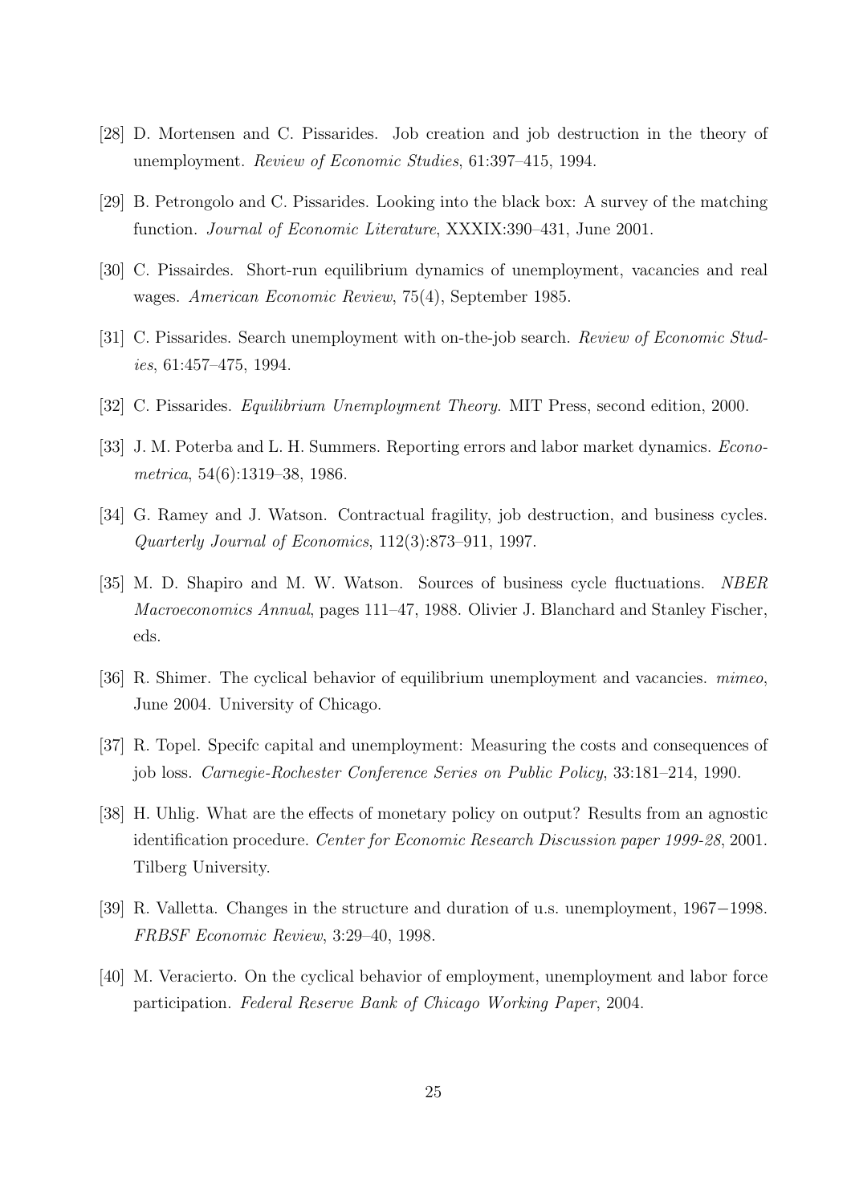[28] D. Mortensen and C. Pissarides. Job creation and job destruction in the theory of unemployment. *Review of Economic Studies*, 61:397–415, 1994.

[29] B. Petrongolo and C. Pissarides. Looking into the black box: A survey of the matching function. *Journal of Economic Literature*, XXXIX:390–431, June 2001.

[30] C. Pissairdes. Short-run equilibrium dynamics of unemployment, vacancies and real wages. *American Economic Review*, 75(4), September 1985.

[31] C. Pissarides. Search unemployment with on-the-job search. *Review of Economic Studies*, 61:457–475, 1994.

[32] C. Pissarides. *Equilibrium Unemployment Theory*. MIT Press, second edition, 2000.

[33] J. M. Poterba and L. H. Summers. Reporting errors and labor market dynamics. *Econometrica*, 54(6):1319–38, 1986.

[34] G. Ramey and J. Watson. Contractual fragility, job destruction, and business cycles. *Quarterly Journal of Economics*, 112(3):873–911, 1997.

[35] M. D. Shapiro and M. W. Watson. Sources of business cycle fluctuations. *NBER Macroeconomics Annual*, pages 111–47, 1988. Olivier J. Blanchard and Stanley Fischer, eds.

[36] R. Shimer. The cyclical behavior of equilibrium unemployment and vacancies. *mimeo*, June 2004. University of Chicago.

[37] R. Topel. Specifc capital and unemployment: Measuring the costs and consequences of job loss. *Carnegie-Rochester Conference Series on Public Policy*, 33:181–214, 1990.

[38] H. Uhlig. What are the effects of monetary policy on output? Results from an agnostic identification procedure. *Center for Economic Research Discussion paper 1999-28*, 2001. Tilberg University.

[39] R. Valletta. Changes in the structure and duration of u.s. unemployment, 1967−1998. *FRBSF Economic Review*, 3:29–40, 1998.

[40] M. Veracierto. On the cyclical behavior of employment, unemployment and labor force participation. *Federal Reserve Bank of Chicago Working Paper*, 2004.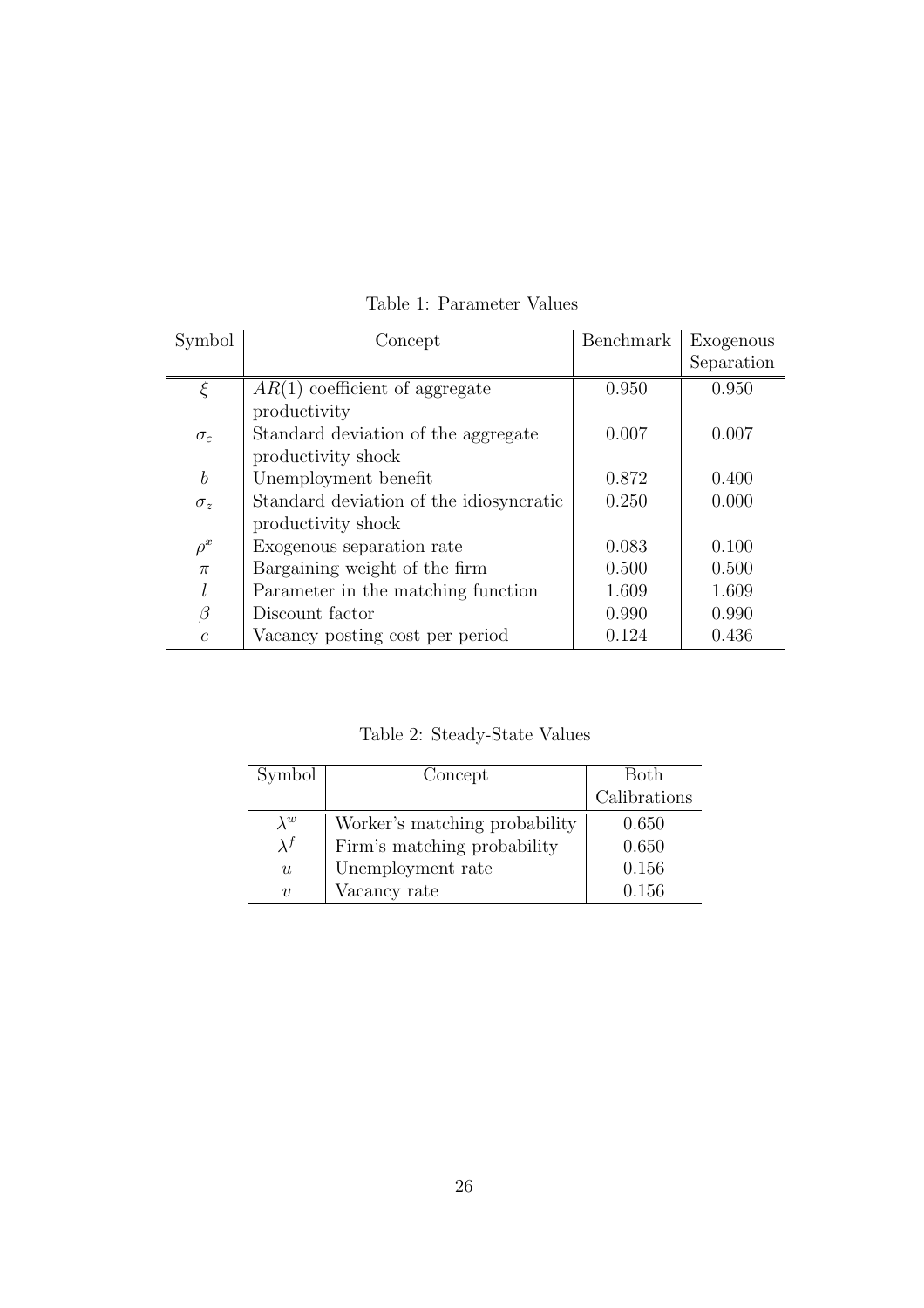Table 1: Parameter Values

| Symbol | Concept | Benchmark | Exogenous Separation |
|---|---|---|---|
| $\xi$ | $AR(1)$ coefficient of aggregate productivity | 0.950 | 0.950 |
| $\sigma_\varepsilon$ | Standard deviation of the aggregate productivity shock | 0.007 | 0.007 |
| $b$ | Unemployment benefit | 0.872 | 0.400 |
| $\sigma_z$ | Standard deviation of the idiosyncratic productivity shock | 0.250 | 0.000 |
| $\rho^x$ | Exogenous separation rate | 0.083 | 0.100 |
| $\pi$ | Bargaining weight of the firm | 0.500 | 0.500 |
| $l$ | Parameter in the matching function | 1.609 | 1.609 |
| $\beta$ | Discount factor | 0.990 | 0.990 |
| $c$ | Vacancy posting cost per period | 0.124 | 0.436 |

Table 2: Steady-State Values

| Symbol | Concept | Both Calibrations |
|---|---|---|
| $\lambda^w$ | Worker's matching probability | 0.650 |
| $\lambda^f$ | Firm's matching probability | 0.650 |
| $u$ | Unemployment rate | 0.156 |
| $v$ | Vacancy rate | 0.156 |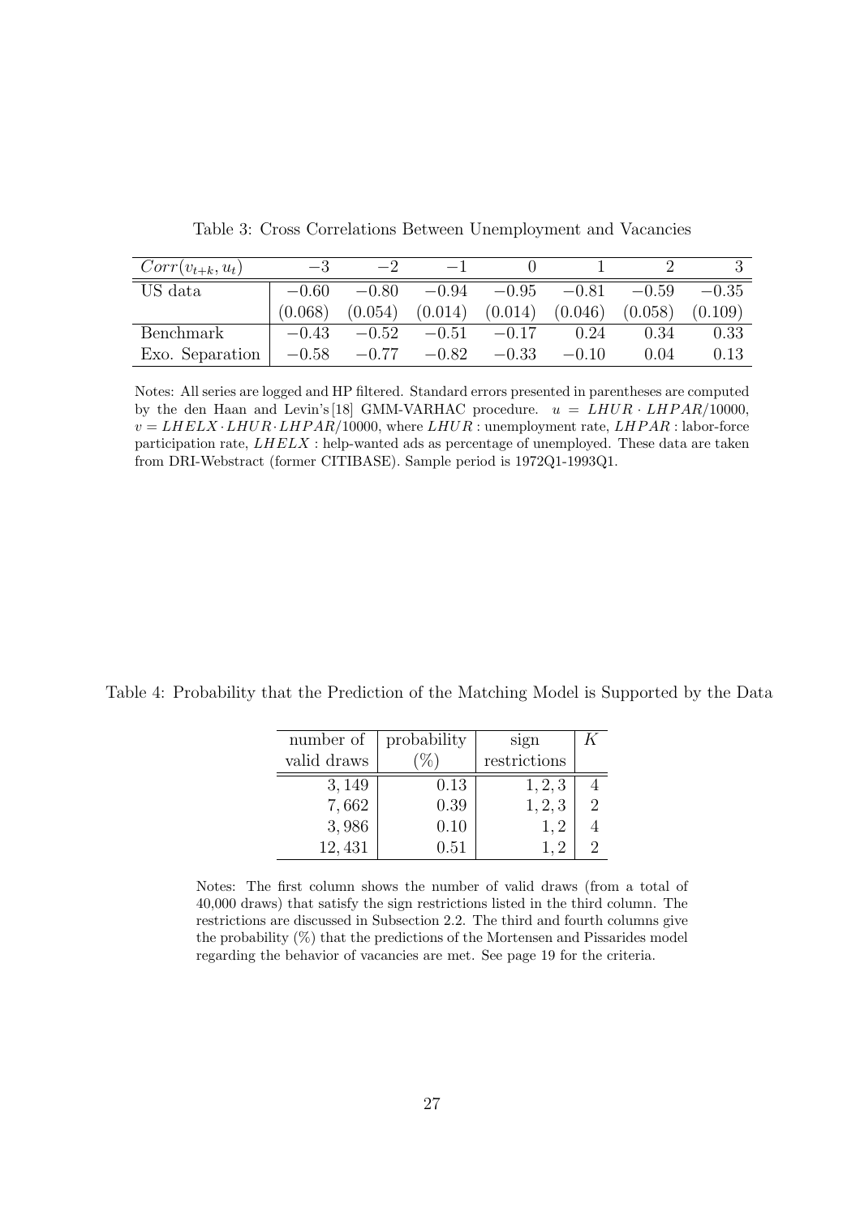Table 3: Cross Correlations Between Unemployment and Vacancies

| $Corr(v_{t+k}, u_t)$ | $-3$ | $-2$ | $-1$ | $0$ | $1$ | $2$ | $3$ |
|---|---|---|---|---|---|---|---|
| US data | $-0.60$ | $-0.80$ | $-0.94$ | $-0.95$ | $-0.81$ | $-0.59$ | $-0.35$ |
| | $(0.068)$ | $(0.054)$ | $(0.014)$ | $(0.014)$ | $(0.046)$ | $(0.058)$ | $(0.109)$ |
| Benchmark | $-0.43$ | $-0.52$ | $-0.51$ | $-0.17$ | $0.24$ | $0.34$ | $0.33$ |
| Exo. Separation | $-0.58$ | $-0.77$ | $-0.82$ | $-0.33$ | $-0.10$ | $0.04$ | $0.13$ |

Notes: All series are logged and HP filtered. Standard errors presented in parentheses are computed by the den Haan and Levin's [18] GMM-VARHAC procedure. $u = LHUR \cdot LHPAR/10000$, $v = LHELX \cdot LHUR \cdot LHPAR/10000$, where $LHUR$ : unemployment rate, $LHPAR$ : labor-force participation rate, $LHELX$ : help-wanted ads as percentage of unemployed. These data are taken from DRI-Webstract (former CITIBASE). Sample period is 1972Q1-1993Q1.

Table 4: Probability that the Prediction of the Matching Model is Supported by the Data

| number of valid draws | probability (%) | sign restrictions | $K$ |
|---|---|---|---|
| 3,149 | 0.13 | 1, 2, 3 | 4 |
| 7,662 | 0.39 | 1, 2, 3 | 2 |
| 3,986 | 0.10 | 1, 2 | 4 |
| 12,431 | 0.51 | 1, 2 | 2 |

Notes: The first column shows the number of valid draws (from a total of 40,000 draws) that satisfy the sign restrictions listed in the third column. The restrictions are discussed in Subsection 2.2. The third and fourth columns give the probability (%) that the predictions of the Mortensen and Pissarides model regarding the behavior of vacancies are met. See page 19 for the criteria.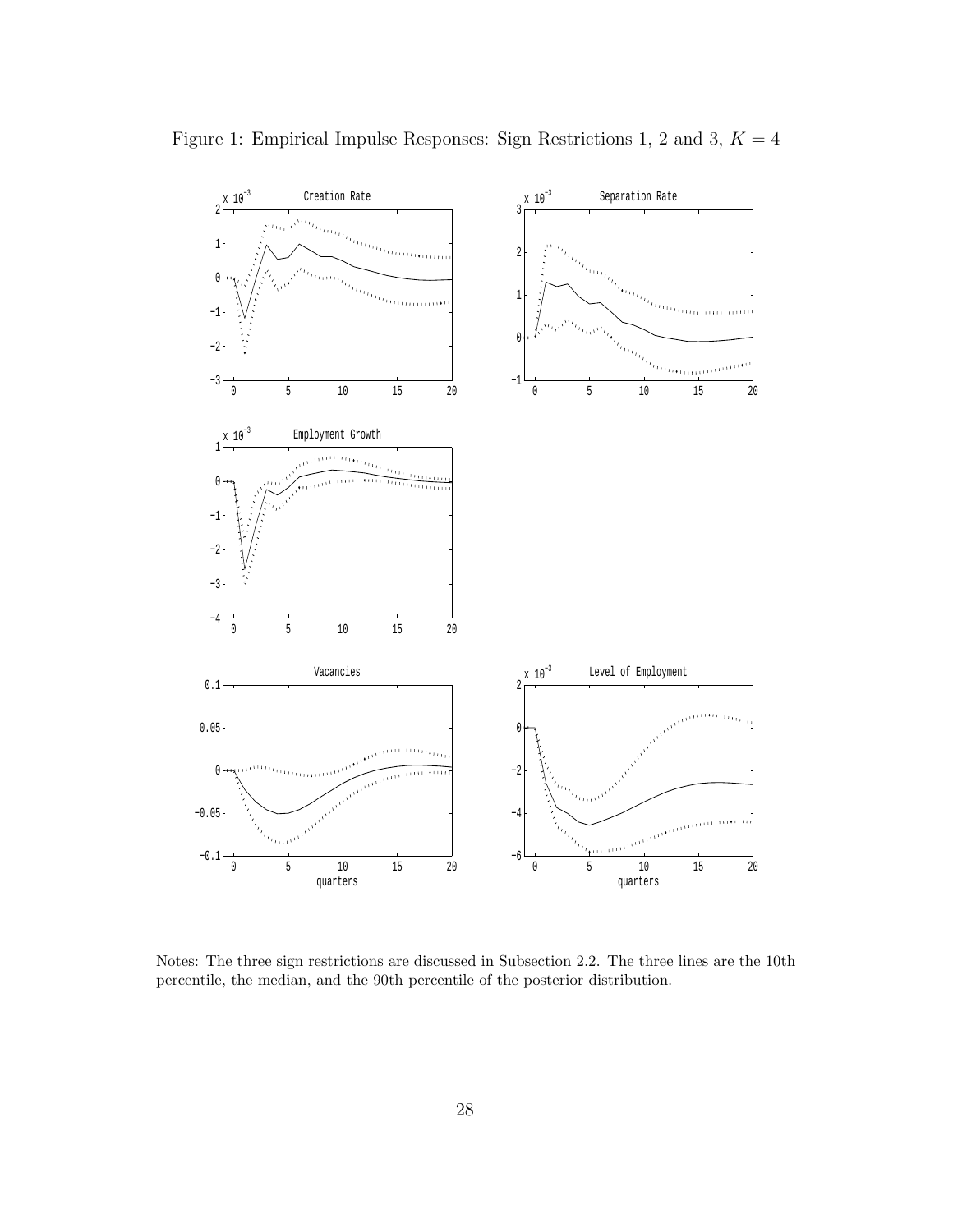Figure 1: Empirical Impulse Responses: Sign Restrictions 1, 2 and 3, $K = 4$

Notes: The three sign restrictions are discussed in Subsection 2.2. The three lines are the 10th percentile, the median, and the 90th percentile of the posterior distribution.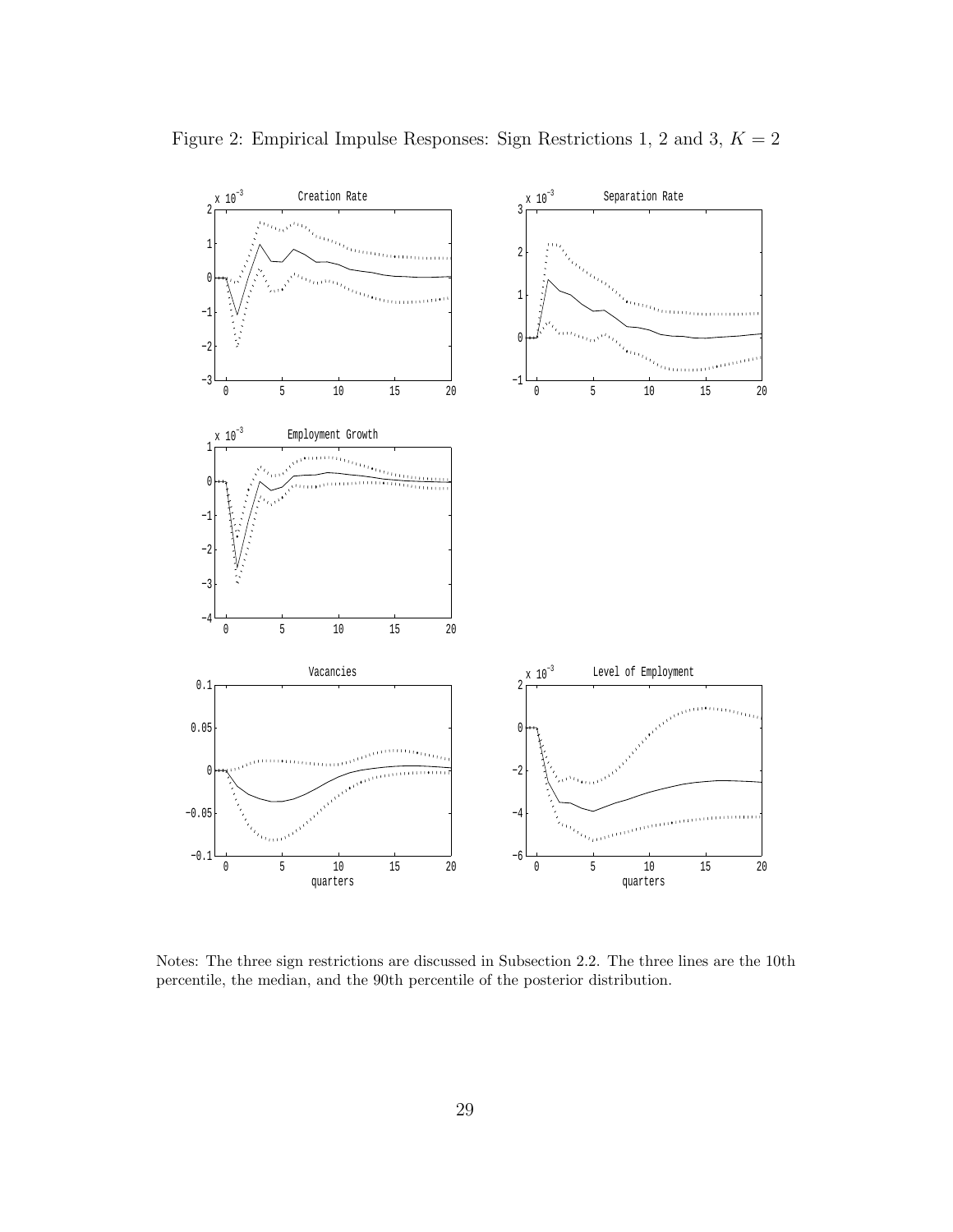Figure 2: Empirical Impulse Responses: Sign Restrictions 1, 2 and 3, $K = 2$

Notes: The three sign restrictions are discussed in Subsection 2.2. The three lines are the 10th percentile, the median, and the 90th percentile of the posterior distribution.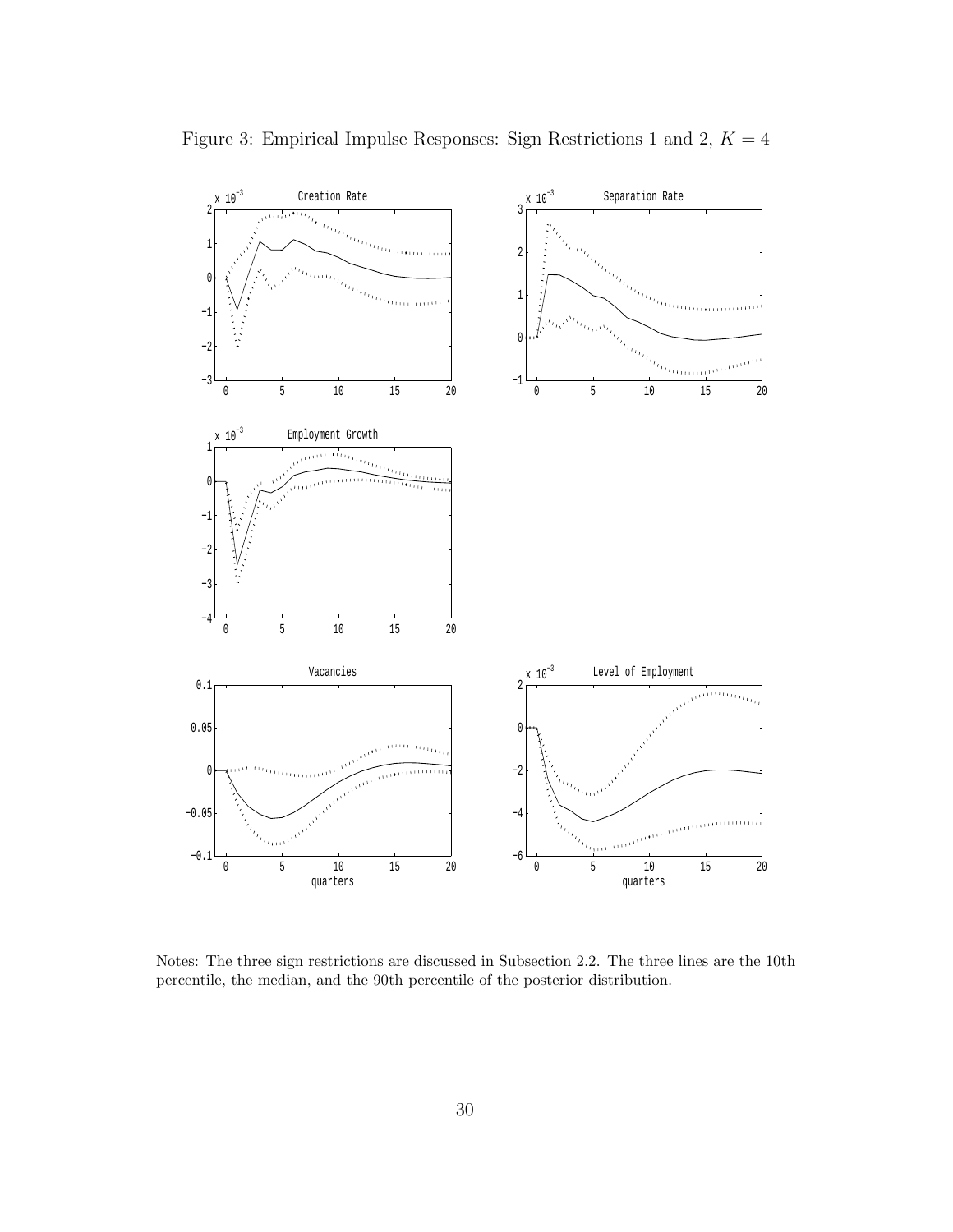Figure 3: Empirical Impulse Responses: Sign Restrictions 1 and 2, $K = 4$

Notes: The three sign restrictions are discussed in Subsection 2.2. The three lines are the 10th percentile, the median, and the 90th percentile of the posterior distribution.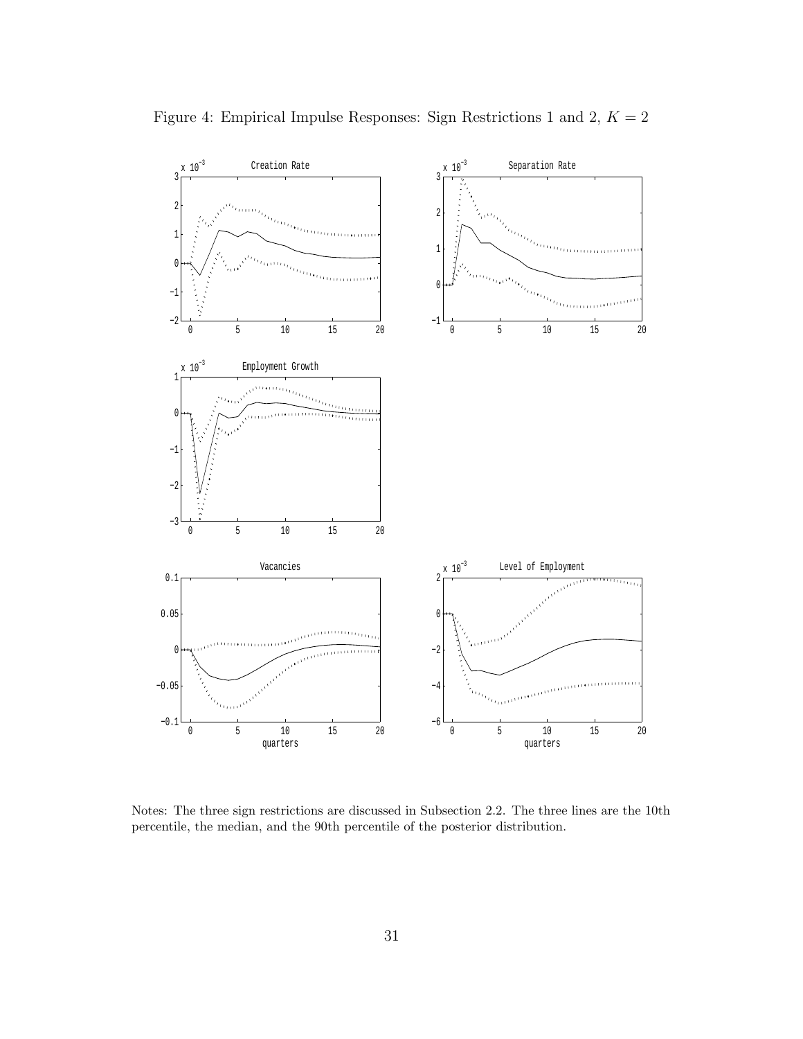Figure 4: Empirical Impulse Responses: Sign Restrictions 1 and 2, $K = 2$

Notes: The three sign restrictions are discussed in Subsection 2.2. The three lines are the 10th percentile, the median, and the 90th percentile of the posterior distribution.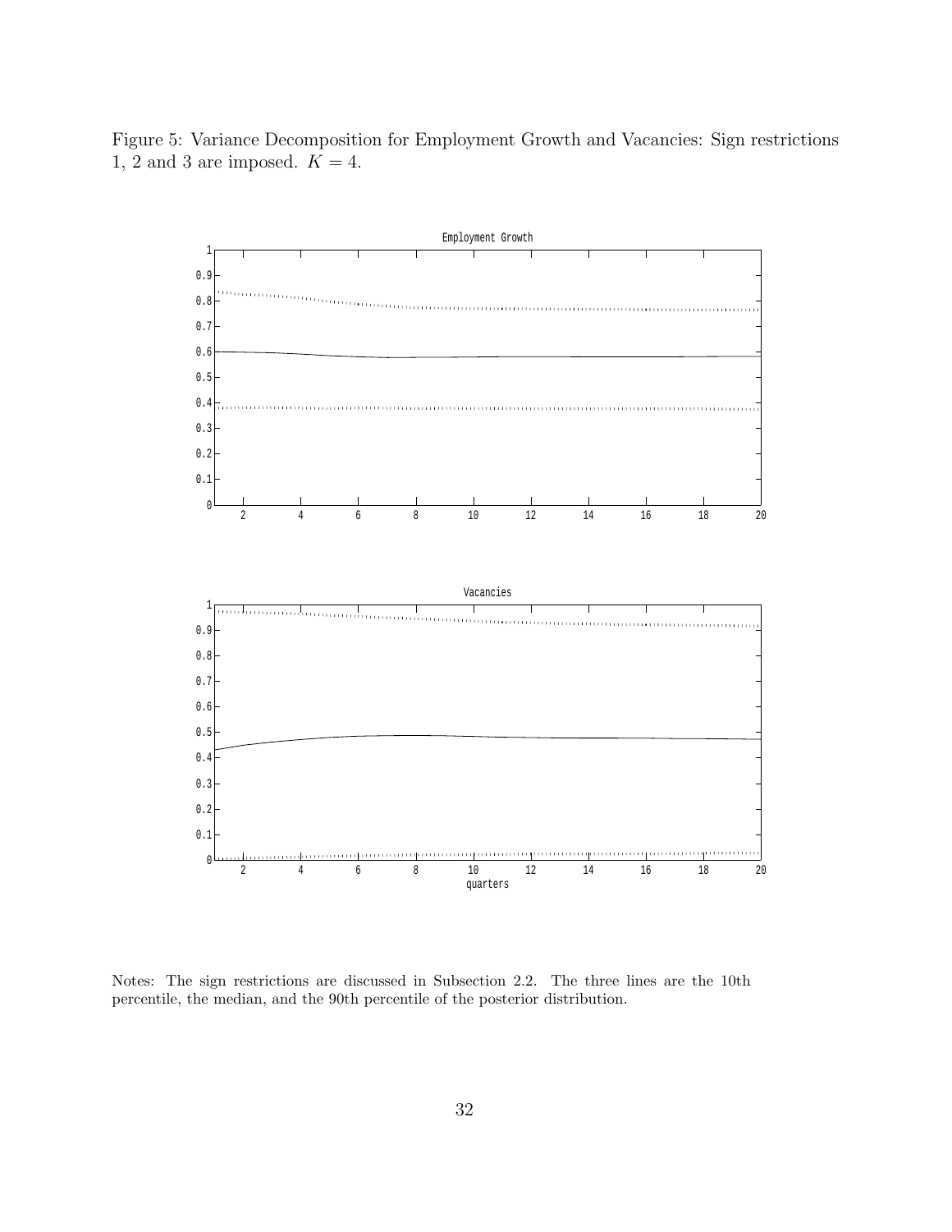Figure 5: Variance Decomposition for Employment Growth and Vacancies: Sign restrictions 1, 2 and 3 are imposed. $K = 4$.

Notes: The sign restrictions are discussed in Subsection 2.2. The three lines are the 10th percentile, the median, and the 90th percentile of the posterior distribution.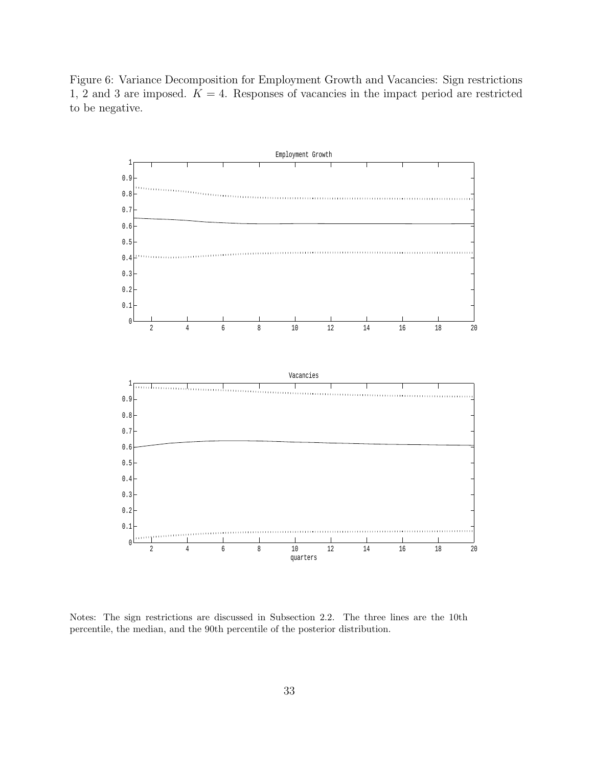Figure 6: Variance Decomposition for Employment Growth and Vacancies: Sign restrictions 1, 2 and 3 are imposed. $K = 4$. Responses of vacancies in the impact period are restricted to be negative.

Notes: The sign restrictions are discussed in Subsection 2.2. The three lines are the 10th percentile, the median, and the 90th percentile of the posterior distribution.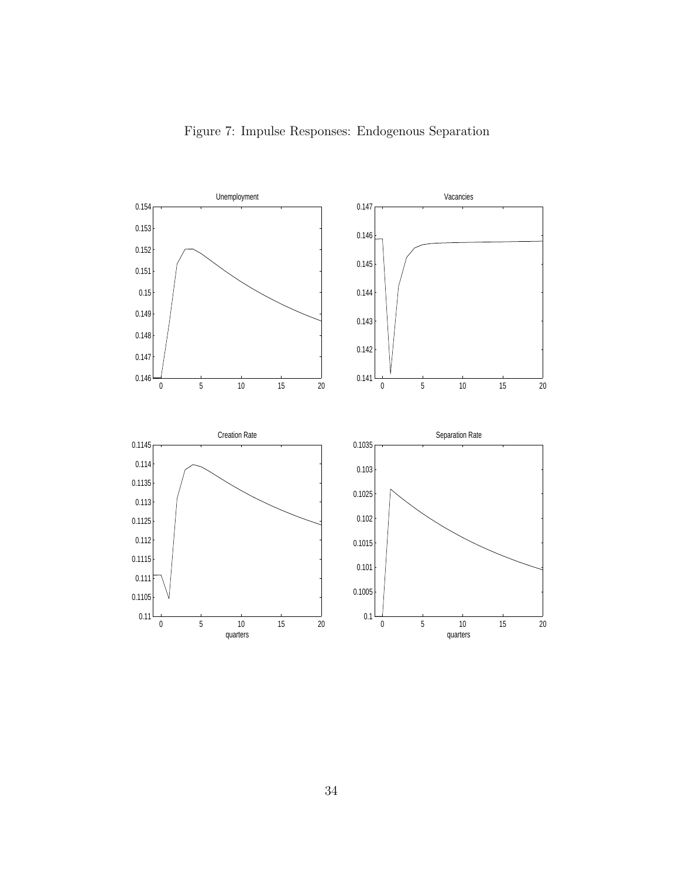Figure 7: Impulse Responses: Endogenous Separation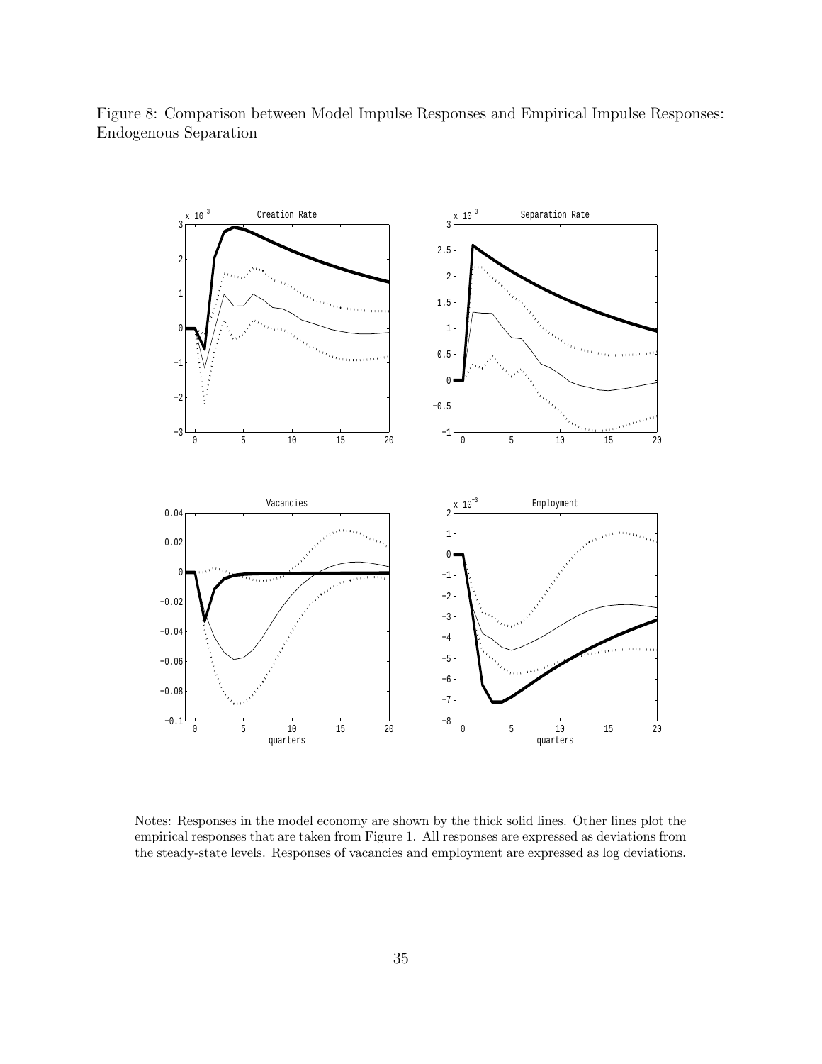Figure 8: Comparison between Model Impulse Responses and Empirical Impulse Responses: Endogenous Separation

Notes: Responses in the model economy are shown by the thick solid lines. Other lines plot the empirical responses that are taken from Figure 1. All responses are expressed as deviations from the steady-state levels. Responses of vacancies and employment are expressed as log deviations.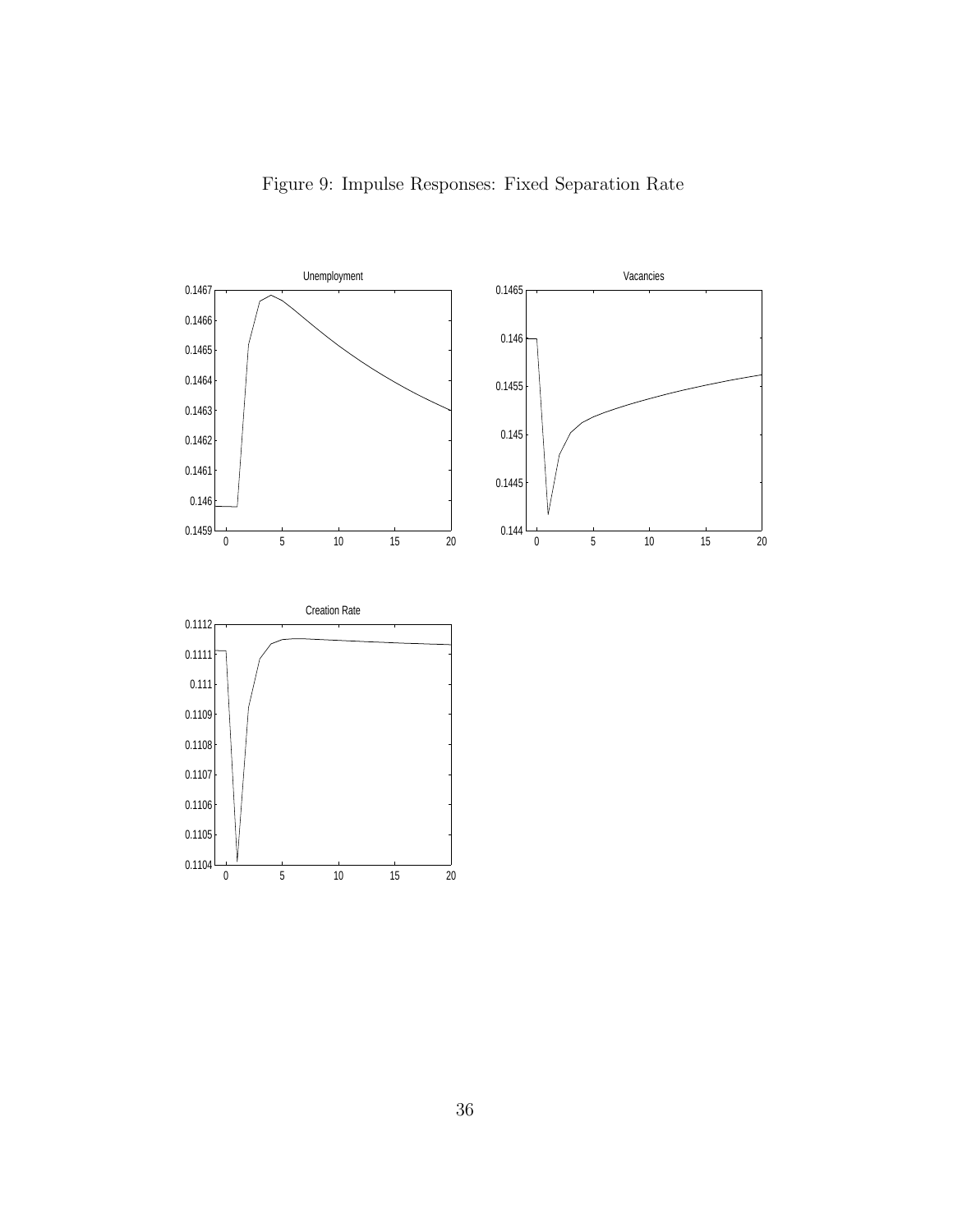Figure 9: Impulse Responses: Fixed Separation Rate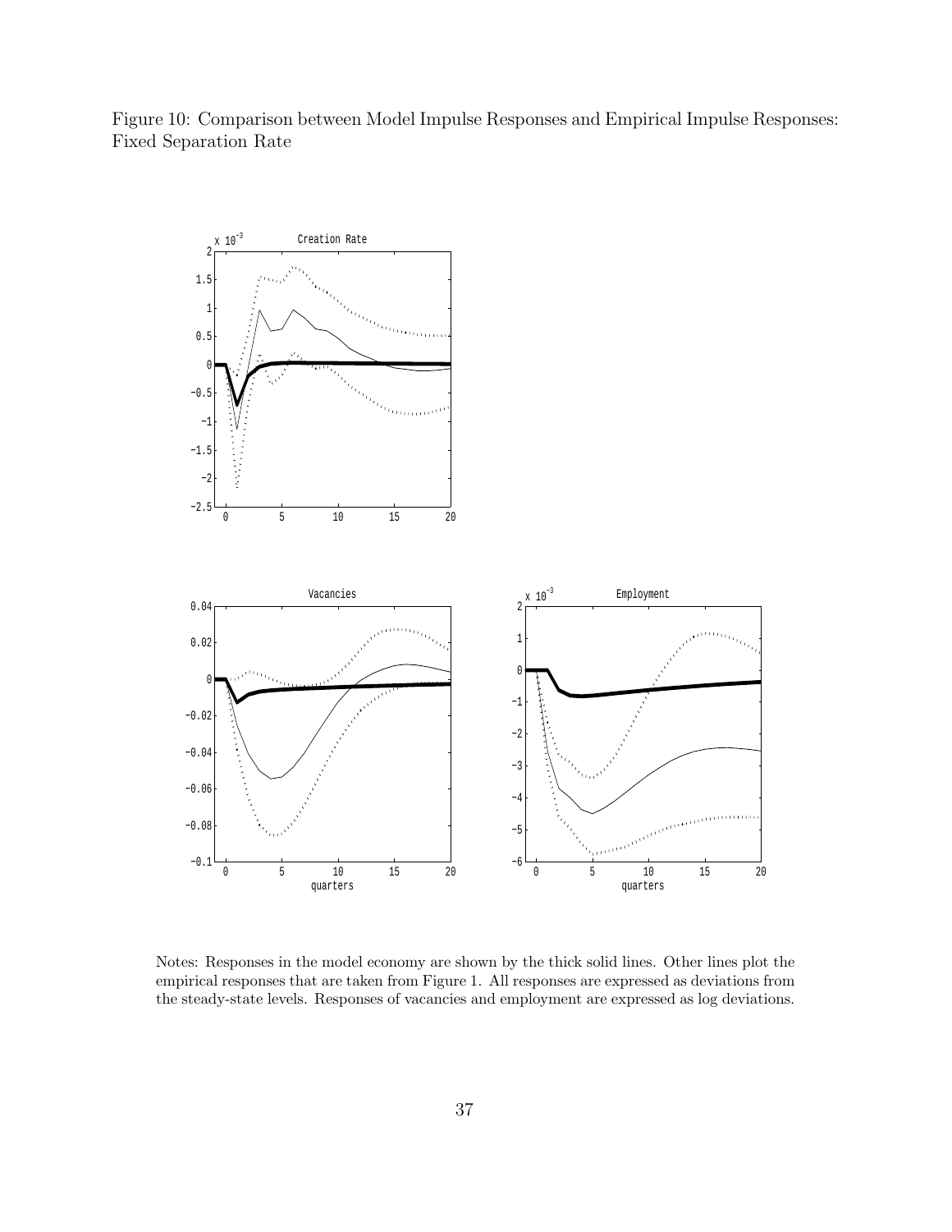Figure 10: Comparison between Model Impulse Responses and Empirical Impulse Responses: Fixed Separation Rate

x 10^-3
Creation Rate
2
1.5
1
0.5
0
−0.5
−1
−1.5
−2
−2.5
0 5 10 15 20

Vacancies
0.04
0.02
0
−0.02
−0.04
−0.06
−0.08
−0.1
0 5 10 15 20
quarters

x 10^-3
Employment
2
1
0
−1
−2
−3
−4
−5
−6
0 5 10 15 20
quarters

Notes: Responses in the model economy are shown by the thick solid lines. Other lines plot the empirical responses that are taken from Figure 1. All responses are expressed as deviations from the steady-state levels. Responses of vacancies and employment are expressed as log deviations.